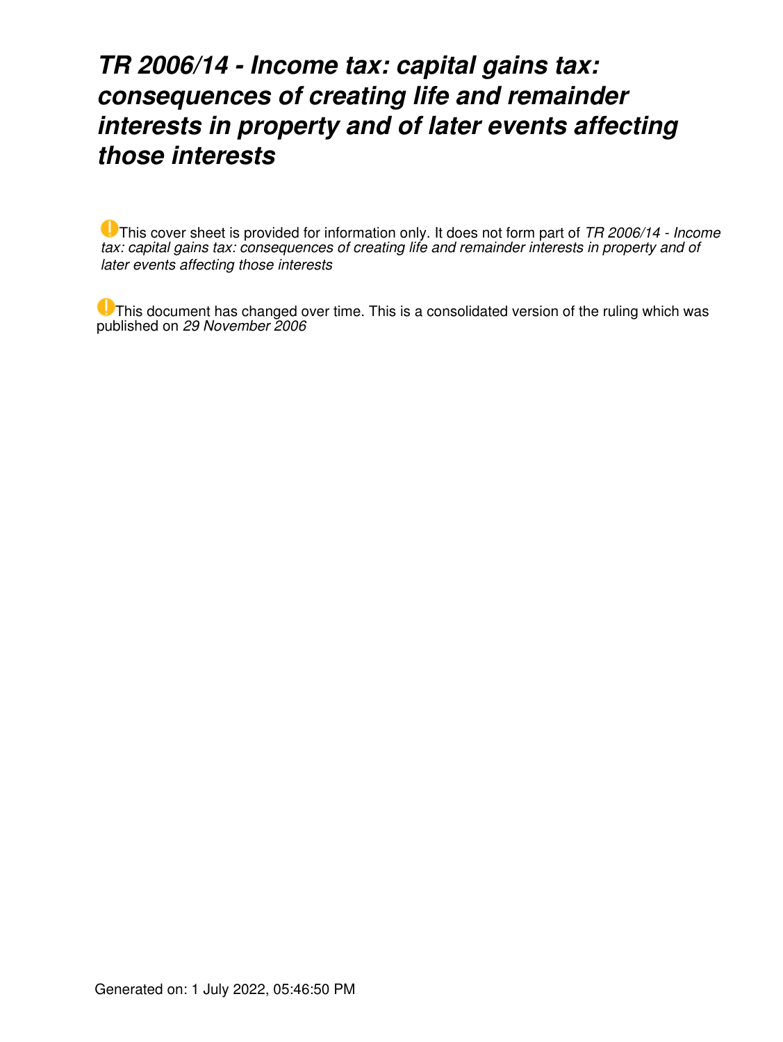# *TR 2006/14 - Income tax: capital gains tax: consequences of creating life and remainder interests in property and of later events affecting those interests*

This cover sheet is provided for information only. It does not form part of *TR 2006/14 - Income tax: capital gains tax: consequences of creating life and remainder interests in property and of later events affecting those interests*

This document has changed over time. This is a consolidated version of the ruling which was published on *29 November 2006*

Generated on: 1 July 2022, 05:46:50 PM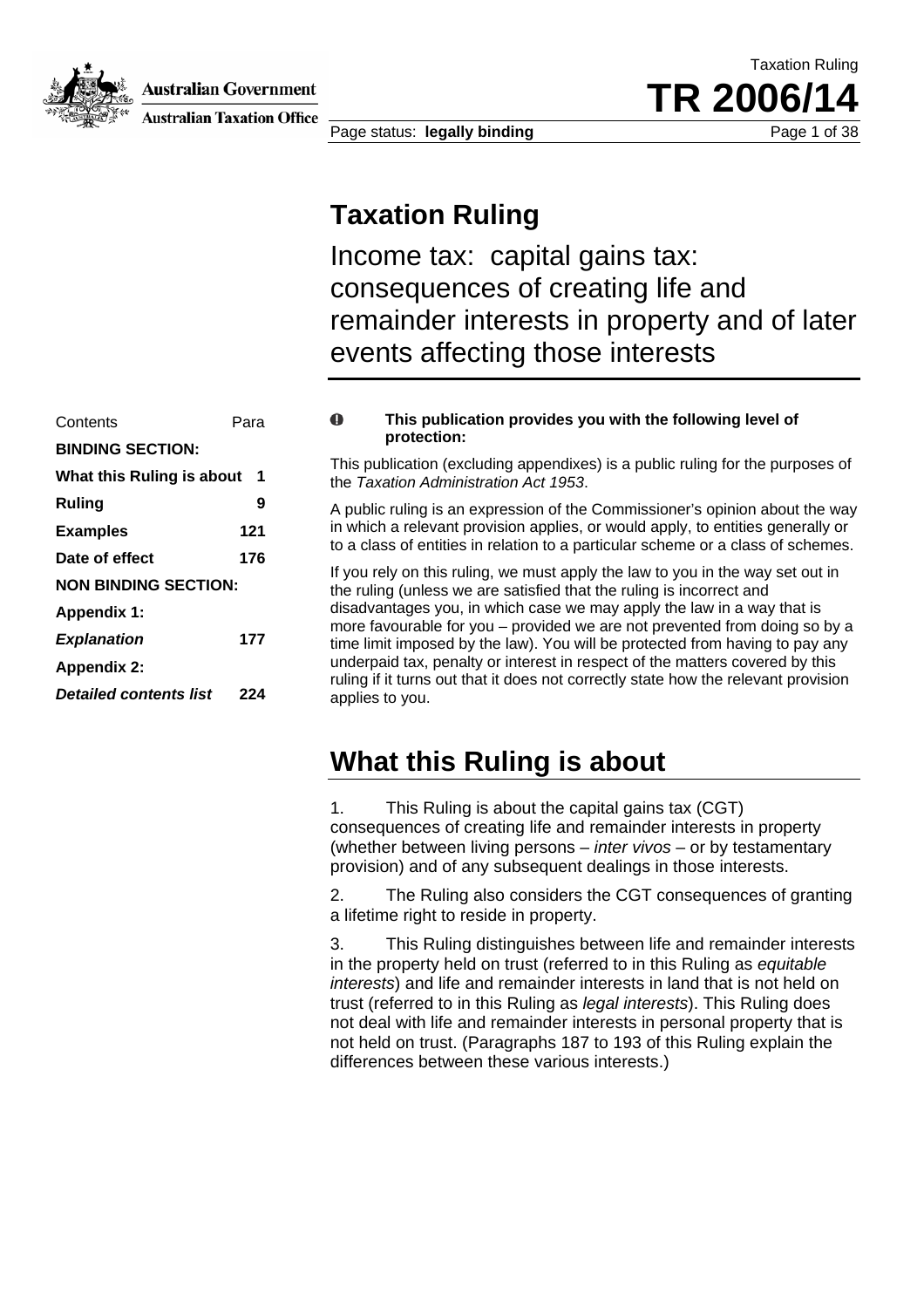# Taxation Ruling

Income tax: capital gains tax: consequences of creating life and remainder interests in property and of later events affecting those interests

| Contents | Para |
| --- | --- |
| **BINDING SECTION:** | |
| **What this Ruling is about** | **1** |
| **Ruling** | **9** |
| **Examples** | **121** |
| **Date of effect** | **176** |
| **NON BINDING SECTION:** | |
| **Appendix 1:** | |
| ***Explanation*** | **177** |
| **Appendix 2:** | |
| ***Detailed contents list*** | **224** |

**This publication provides you with the following level of protection:**

This publication (excluding appendixes) is a public ruling for the purposes of the *Taxation Administration Act 1953*.

A public ruling is an expression of the Commissioner's opinion about the way in which a relevant provision applies, or would apply, to entities generally or to a class of entities in relation to a particular scheme or a class of schemes.

If you rely on this ruling, we must apply the law to you in the way set out in the ruling (unless we are satisfied that the ruling is incorrect and disadvantages you, in which case we may apply the law in a way that is more favourable for you – provided we are not prevented from doing so by a time limit imposed by the law). You will be protected from having to pay any underpaid tax, penalty or interest in respect of the matters covered by this ruling if it turns out that it does not correctly state how the relevant provision applies to you.

## What this Ruling is about

1. This Ruling is about the capital gains tax (CGT) consequences of creating life and remainder interests in property (whether between living persons – *inter vivos* – or by testamentary provision) and of any subsequent dealings in those interests.

2. The Ruling also considers the CGT consequences of granting a lifetime right to reside in property.

3. This Ruling distinguishes between life and remainder interests in the property held on trust (referred to in this Ruling as *equitable interests*) and life and remainder interests in land that is not held on trust (referred to in this Ruling as *legal interests*). This Ruling does not deal with life and remainder interests in personal property that is not held on trust. (Paragraphs 187 to 193 of this Ruling explain the differences between these various interests.)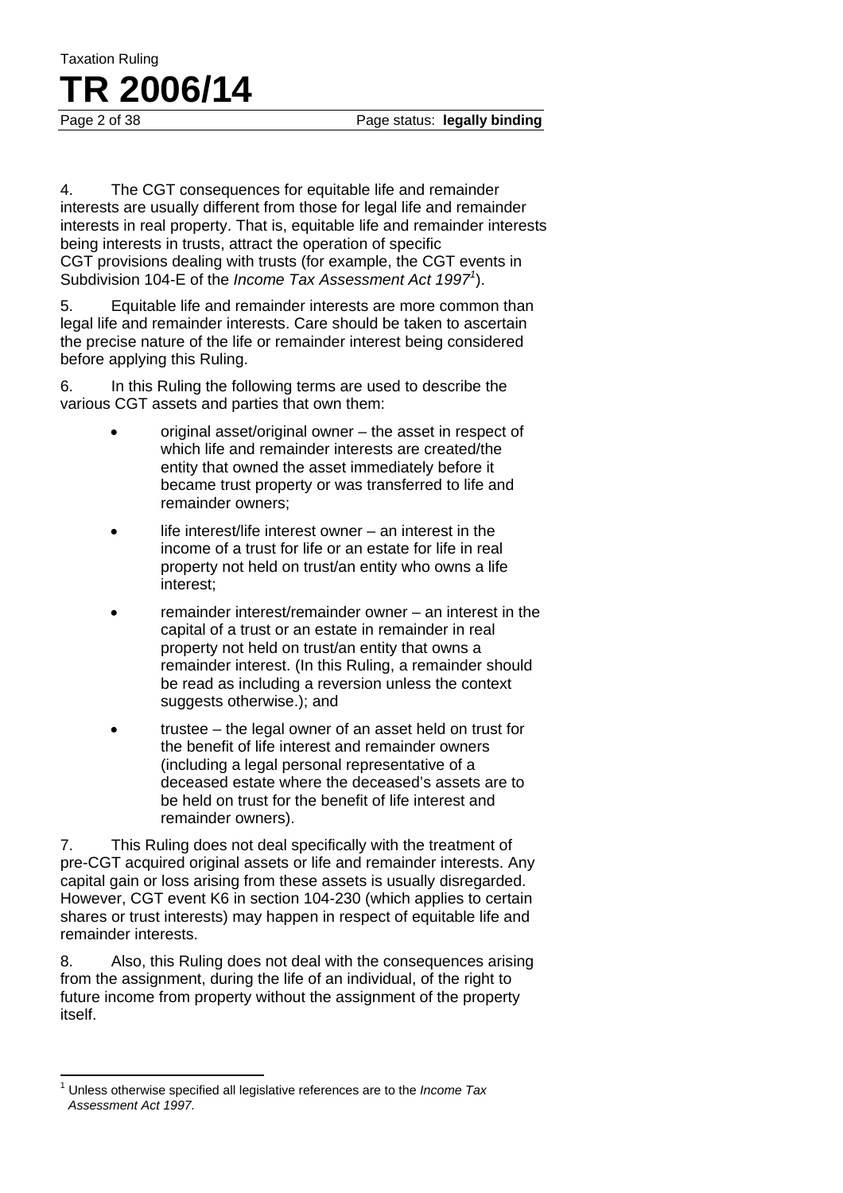4. The CGT consequences for equitable life and remainder interests are usually different from those for legal life and remainder interests in real property. That is, equitable life and remainder interests being interests in trusts, attract the operation of specific CGT provisions dealing with trusts (for example, the CGT events in Subdivision 104-E of the *Income Tax Assessment Act 1997*[1]).

5. Equitable life and remainder interests are more common than legal life and remainder interests. Care should be taken to ascertain the precise nature of the life or remainder interest being considered before applying this Ruling.

6. In this Ruling the following terms are used to describe the various CGT assets and parties that own them:

- original asset/original owner – the asset in respect of which life and remainder interests are created/the entity that owned the asset immediately before it became trust property or was transferred to life and remainder owners;
- life interest/life interest owner – an interest in the income of a trust for life or an estate for life in real property not held on trust/an entity who owns a life interest;
- remainder interest/remainder owner – an interest in the capital of a trust or an estate in remainder in real property not held on trust/an entity that owns a remainder interest. (In this Ruling, a remainder should be read as including a reversion unless the context suggests otherwise.); and
- trustee – the legal owner of an asset held on trust for the benefit of life interest and remainder owners (including a legal personal representative of a deceased estate where the deceased's assets are to be held on trust for the benefit of life interest and remainder owners).

7. This Ruling does not deal specifically with the treatment of pre-CGT acquired original assets or life and remainder interests. Any capital gain or loss arising from these assets is usually disregarded. However, CGT event K6 in section 104-230 (which applies to certain shares or trust interests) may happen in respect of equitable life and remainder interests.

8. Also, this Ruling does not deal with the consequences arising from the assignment, during the life of an individual, of the right to future income from property without the assignment of the property itself.

---

[1] Unless otherwise specified all legislative references are to the *Income Tax Assessment Act 1997.*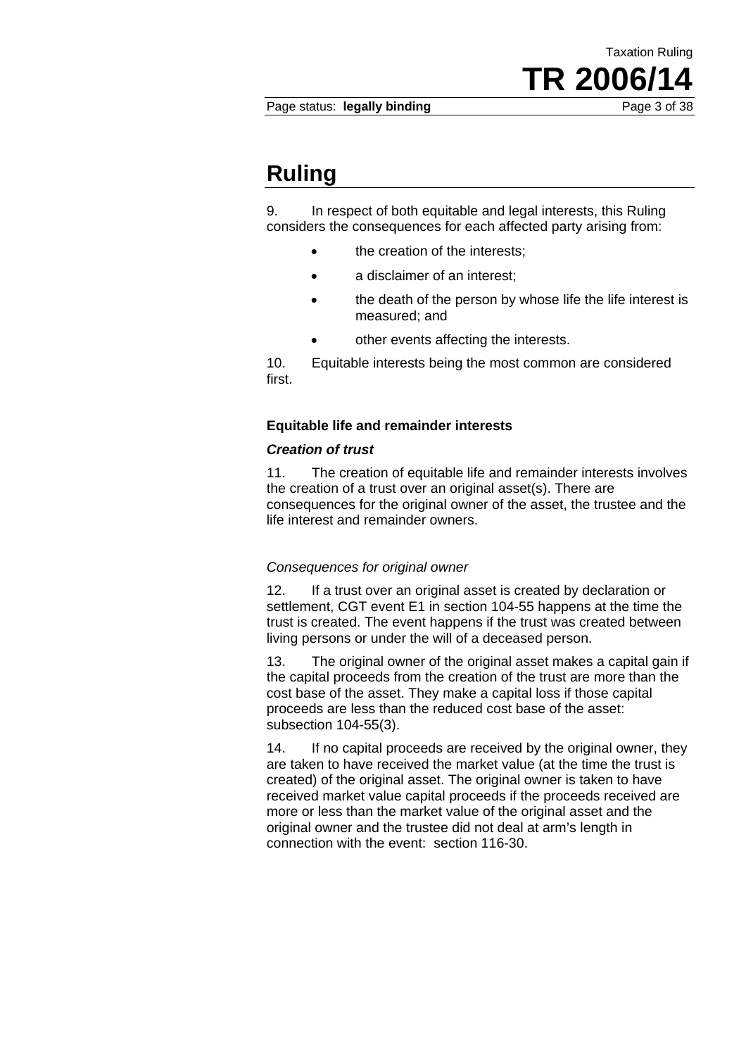## Ruling

9. In respect of both equitable and legal interests, this Ruling considers the consequences for each affected party arising from:

- the creation of the interests;
- a disclaimer of an interest;
- the death of the person by whose life the life interest is measured; and
- other events affecting the interests.

10. Equitable interests being the most common are considered first.

### Equitable life and remainder interests

#### *Creation of trust*

11. The creation of equitable life and remainder interests involves the creation of a trust over an original asset(s). There are consequences for the original owner of the asset, the trustee and the life interest and remainder owners.

*Consequences for original owner*

12. If a trust over an original asset is created by declaration or settlement, CGT event E1 in section 104-55 happens at the time the trust is created. The event happens if the trust was created between living persons or under the will of a deceased person.

13. The original owner of the original asset makes a capital gain if the capital proceeds from the creation of the trust are more than the cost base of the asset. They make a capital loss if those capital proceeds are less than the reduced cost base of the asset: subsection 104-55(3).

14. If no capital proceeds are received by the original owner, they are taken to have received the market value (at the time the trust is created) of the original asset. The original owner is taken to have received market value capital proceeds if the proceeds received are more or less than the market value of the original asset and the original owner and the trustee did not deal at arm's length in connection with the event: section 116-30.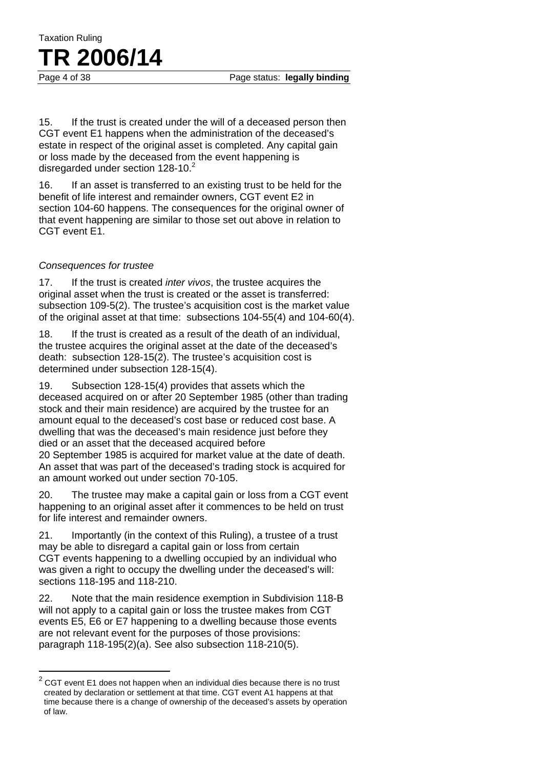15. If the trust is created under the will of a deceased person then CGT event E1 happens when the administration of the deceased's estate in respect of the original asset is completed. Any capital gain or loss made by the deceased from the event happening is disregarded under section 128-10.[2]

16. If an asset is transferred to an existing trust to be held for the benefit of life interest and remainder owners, CGT event E2 in section 104-60 happens. The consequences for the original owner of that event happening are similar to those set out above in relation to CGT event E1.

*Consequences for trustee*

17. If the trust is created *inter vivos*, the trustee acquires the original asset when the trust is created or the asset is transferred: subsection 109-5(2). The trustee's acquisition cost is the market value of the original asset at that time: subsections 104-55(4) and 104-60(4).

18. If the trust is created as a result of the death of an individual, the trustee acquires the original asset at the date of the deceased's death: subsection 128-15(2). The trustee's acquisition cost is determined under subsection 128-15(4).

19. Subsection 128-15(4) provides that assets which the deceased acquired on or after 20 September 1985 (other than trading stock and their main residence) are acquired by the trustee for an amount equal to the deceased's cost base or reduced cost base. A dwelling that was the deceased's main residence just before they died or an asset that the deceased acquired before 20 September 1985 is acquired for market value at the date of death. An asset that was part of the deceased's trading stock is acquired for an amount worked out under section 70-105.

20. The trustee may make a capital gain or loss from a CGT event happening to an original asset after it commences to be held on trust for life interest and remainder owners.

21. Importantly (in the context of this Ruling), a trustee of a trust may be able to disregard a capital gain or loss from certain CGT events happening to a dwelling occupied by an individual who was given a right to occupy the dwelling under the deceased's will: sections 118-195 and 118-210.

22. Note that the main residence exemption in Subdivision 118-B will not apply to a capital gain or loss the trustee makes from CGT events E5, E6 or E7 happening to a dwelling because those events are not relevant event for the purposes of those provisions: paragraph 118-195(2)(a). See also subsection 118-210(5).

---

[2] CGT event E1 does not happen when an individual dies because there is no trust created by declaration or settlement at that time. CGT event A1 happens at that time because there is a change of ownership of the deceased's assets by operation of law.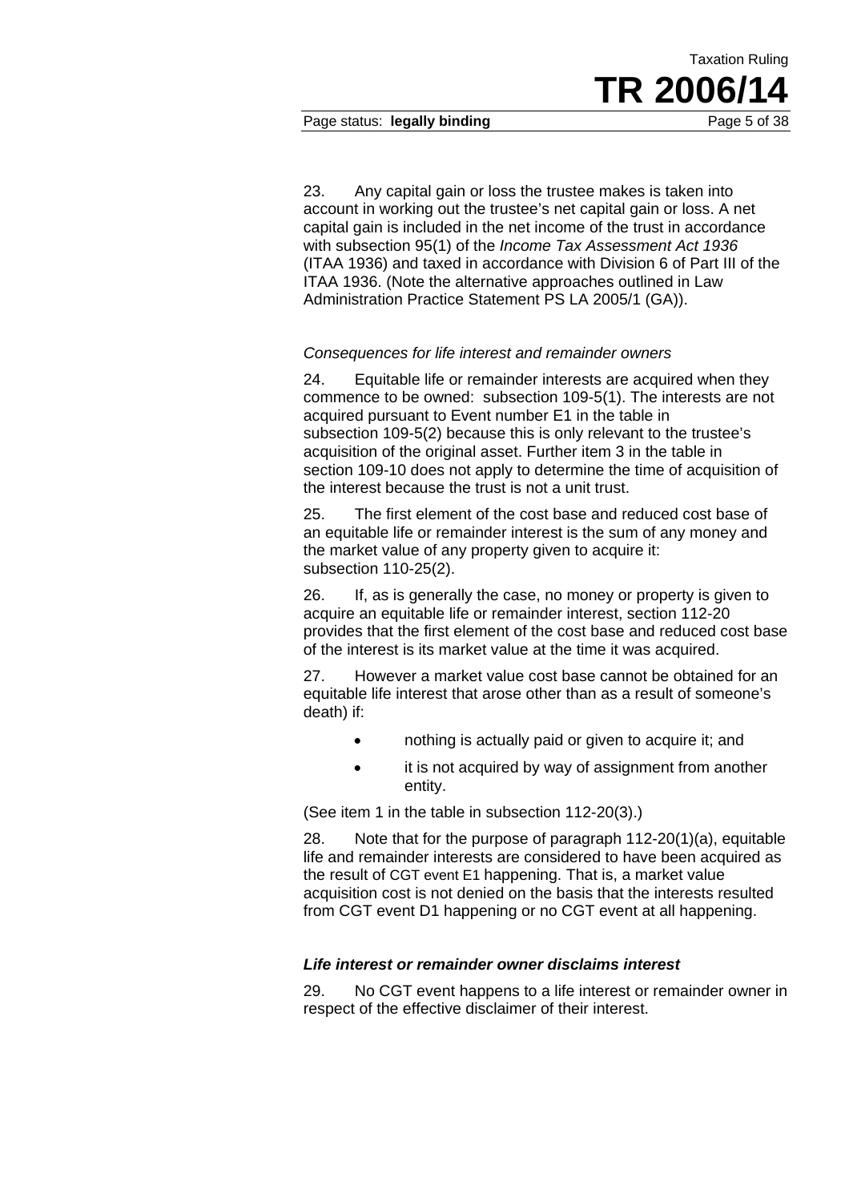23. Any capital gain or loss the trustee makes is taken into account in working out the trustee's net capital gain or loss. A net capital gain is included in the net income of the trust in accordance with subsection 95(1) of the *Income Tax Assessment Act 1936* (ITAA 1936) and taxed in accordance with Division 6 of Part III of the ITAA 1936. (Note the alternative approaches outlined in Law Administration Practice Statement PS LA 2005/1 (GA)).

### *Consequences for life interest and remainder owners*

24. Equitable life or remainder interests are acquired when they commence to be owned: subsection 109-5(1). The interests are not acquired pursuant to Event number E1 in the table in subsection 109-5(2) because this is only relevant to the trustee's acquisition of the original asset. Further item 3 in the table in section 109-10 does not apply to determine the time of acquisition of the interest because the trust is not a unit trust.

25. The first element of the cost base and reduced cost base of an equitable life or remainder interest is the sum of any money and the market value of any property given to acquire it: subsection 110-25(2).

26. If, as is generally the case, no money or property is given to acquire an equitable life or remainder interest, section 112-20 provides that the first element of the cost base and reduced cost base of the interest is its market value at the time it was acquired.

27. However a market value cost base cannot be obtained for an equitable life interest that arose other than as a result of someone's death) if:

- nothing is actually paid or given to acquire it; and
- it is not acquired by way of assignment from another entity.

(See item 1 in the table in subsection 112-20(3).)

28. Note that for the purpose of paragraph 112-20(1)(a), equitable life and remainder interests are considered to have been acquired as the result of CGT event E1 happening. That is, a market value acquisition cost is not denied on the basis that the interests resulted from CGT event D1 happening or no CGT event at all happening.

### ***Life interest or remainder owner disclaims interest***

29. No CGT event happens to a life interest or remainder owner in respect of the effective disclaimer of their interest.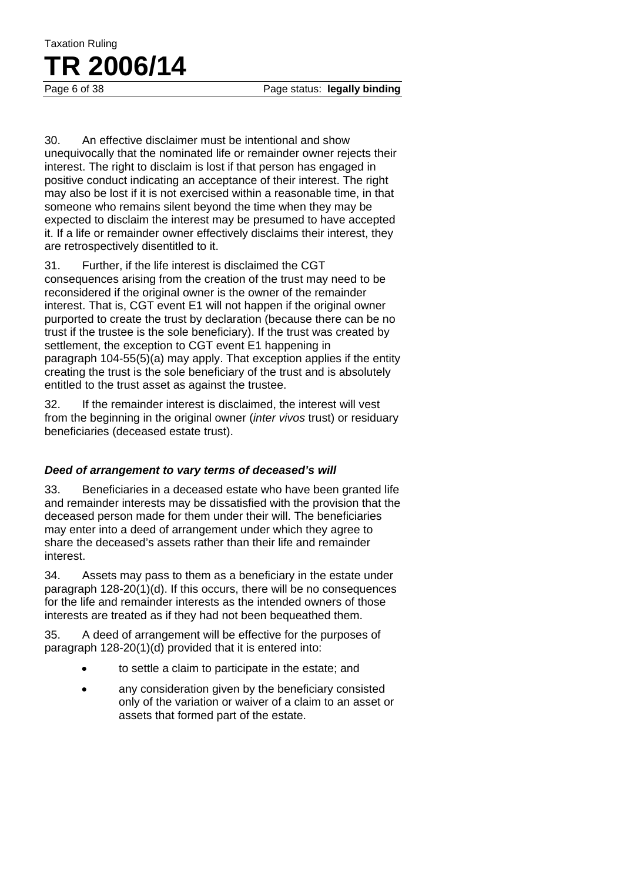30. An effective disclaimer must be intentional and show unequivocally that the nominated life or remainder owner rejects their interest. The right to disclaim is lost if that person has engaged in positive conduct indicating an acceptance of their interest. The right may also be lost if it is not exercised within a reasonable time, in that someone who remains silent beyond the time when they may be expected to disclaim the interest may be presumed to have accepted it. If a life or remainder owner effectively disclaims their interest, they are retrospectively disentitled to it.

31. Further, if the life interest is disclaimed the CGT consequences arising from the creation of the trust may need to be reconsidered if the original owner is the owner of the remainder interest. That is, CGT event E1 will not happen if the original owner purported to create the trust by declaration (because there can be no trust if the trustee is the sole beneficiary). If the trust was created by settlement, the exception to CGT event E1 happening in paragraph 104-55(5)(a) may apply. That exception applies if the entity creating the trust is the sole beneficiary of the trust and is absolutely entitled to the trust asset as against the trustee.

32. If the remainder interest is disclaimed, the interest will vest from the beginning in the original owner (*inter vivos* trust) or residuary beneficiaries (deceased estate trust).

### *Deed of arrangement to vary terms of deceased's will*

33. Beneficiaries in a deceased estate who have been granted life and remainder interests may be dissatisfied with the provision that the deceased person made for them under their will. The beneficiaries may enter into a deed of arrangement under which they agree to share the deceased's assets rather than their life and remainder interest.

34. Assets may pass to them as a beneficiary in the estate under paragraph 128-20(1)(d). If this occurs, there will be no consequences for the life and remainder interests as the intended owners of those interests are treated as if they had not been bequeathed them.

35. A deed of arrangement will be effective for the purposes of paragraph 128-20(1)(d) provided that it is entered into:

- to settle a claim to participate in the estate; and
- any consideration given by the beneficiary consisted only of the variation or waiver of a claim to an asset or assets that formed part of the estate.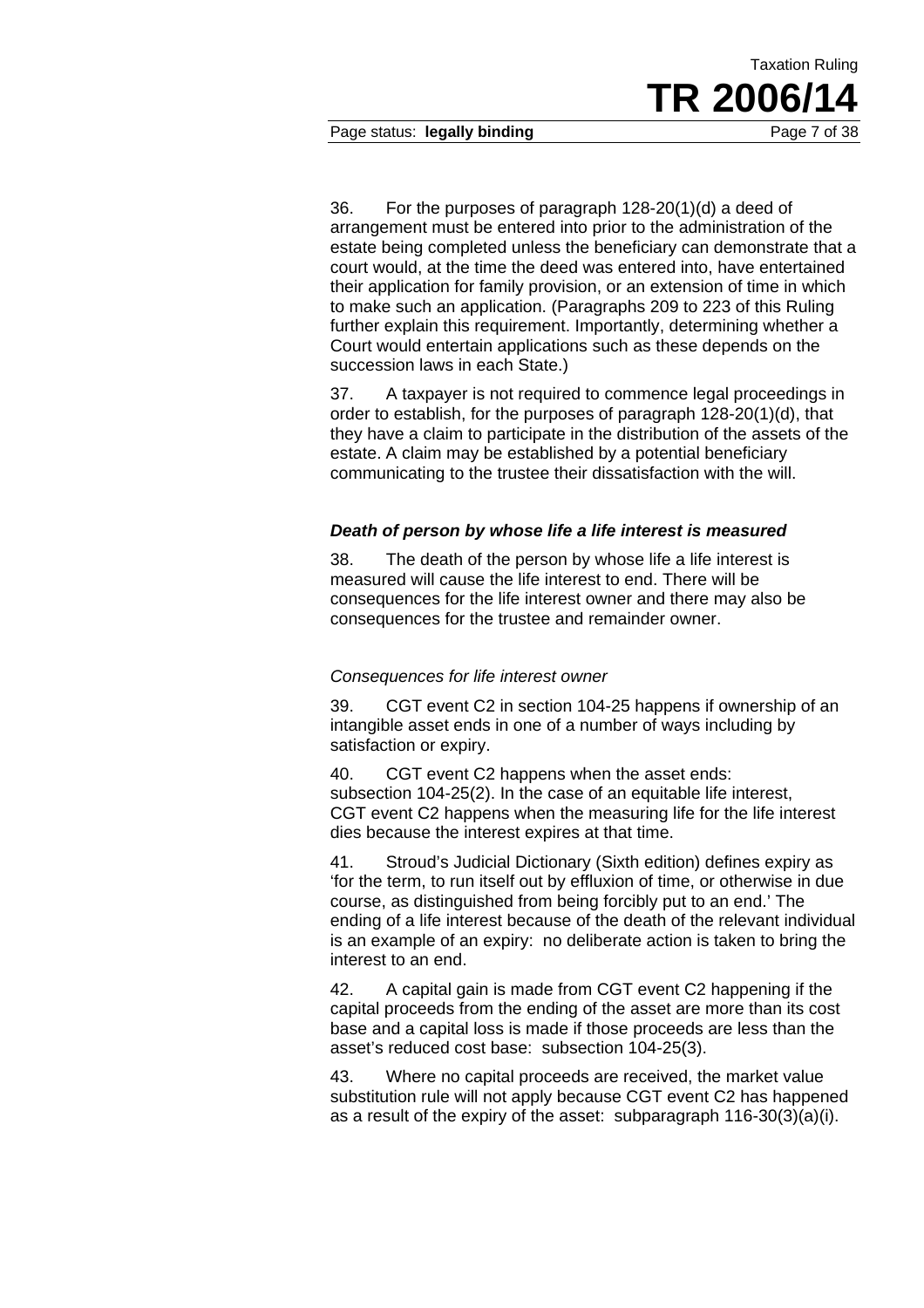36. For the purposes of paragraph 128-20(1)(d) a deed of arrangement must be entered into prior to the administration of the estate being completed unless the beneficiary can demonstrate that a court would, at the time the deed was entered into, have entertained their application for family provision, or an extension of time in which to make such an application. (Paragraphs 209 to 223 of this Ruling further explain this requirement. Importantly, determining whether a Court would entertain applications such as these depends on the succession laws in each State.)

37. A taxpayer is not required to commence legal proceedings in order to establish, for the purposes of paragraph 128-20(1)(d), that they have a claim to participate in the distribution of the assets of the estate. A claim may be established by a potential beneficiary communicating to the trustee their dissatisfaction with the will.

### *Death of person by whose life a life interest is measured*

38. The death of the person by whose life a life interest is measured will cause the life interest to end. There will be consequences for the life interest owner and there may also be consequences for the trustee and remainder owner.

#### *Consequences for life interest owner*

39. CGT event C2 in section 104-25 happens if ownership of an intangible asset ends in one of a number of ways including by satisfaction or expiry.

40. CGT event C2 happens when the asset ends: subsection 104-25(2). In the case of an equitable life interest, CGT event C2 happens when the measuring life for the life interest dies because the interest expires at that time.

41. Stroud's Judicial Dictionary (Sixth edition) defines expiry as 'for the term, to run itself out by effluxion of time, or otherwise in due course, as distinguished from being forcibly put to an end.' The ending of a life interest because of the death of the relevant individual is an example of an expiry: no deliberate action is taken to bring the interest to an end.

42. A capital gain is made from CGT event C2 happening if the capital proceeds from the ending of the asset are more than its cost base and a capital loss is made if those proceeds are less than the asset's reduced cost base: subsection 104-25(3).

43. Where no capital proceeds are received, the market value substitution rule will not apply because CGT event C2 has happened as a result of the expiry of the asset: subparagraph 116-30(3)(a)(i).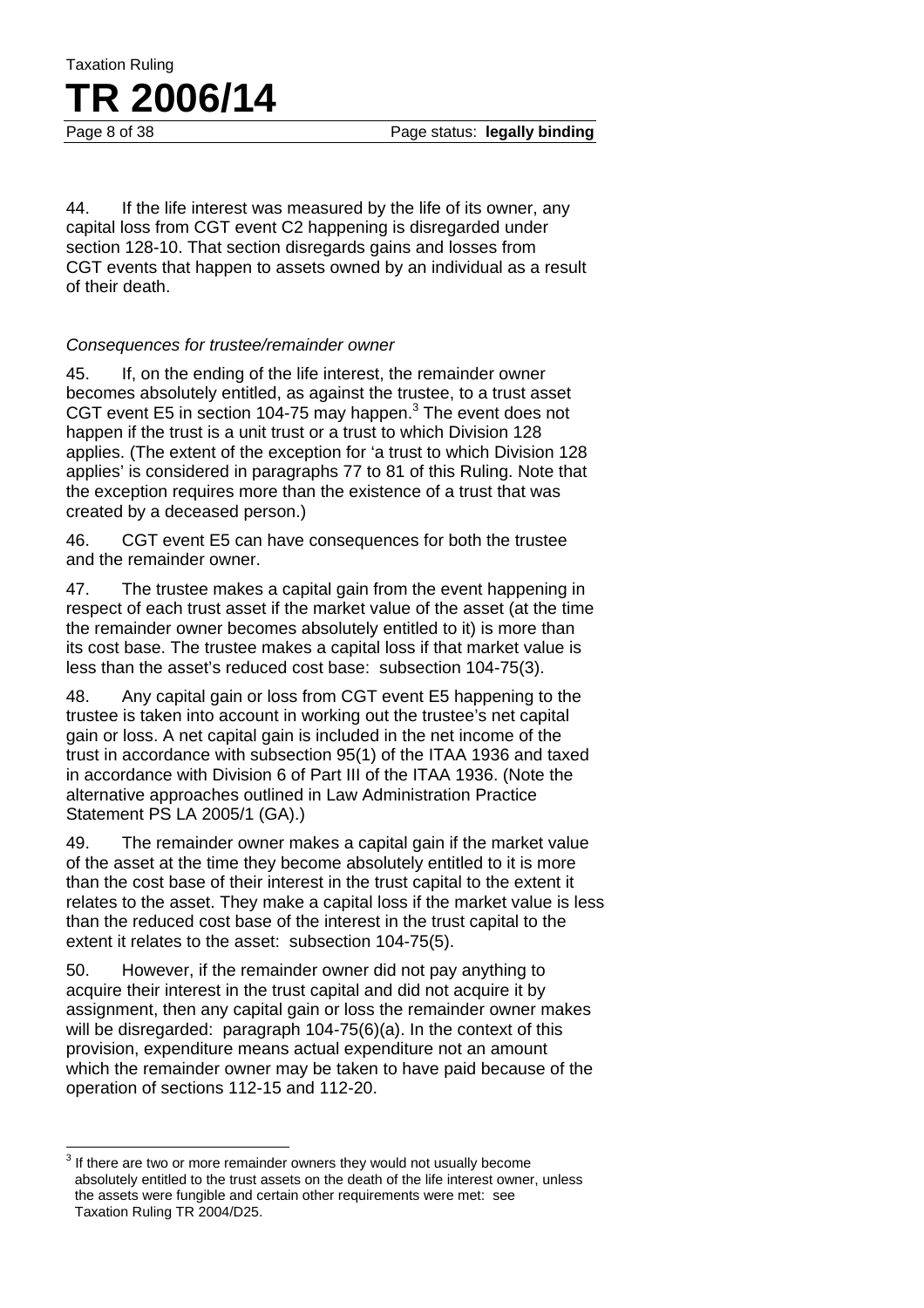44. If the life interest was measured by the life of its owner, any capital loss from CGT event C2 happening is disregarded under section 128-10. That section disregards gains and losses from CGT events that happen to assets owned by an individual as a result of their death.

*Consequences for trustee/remainder owner*

45. If, on the ending of the life interest, the remainder owner becomes absolutely entitled, as against the trustee, to a trust asset CGT event E5 in section 104-75 may happen.[3] The event does not happen if the trust is a unit trust or a trust to which Division 128 applies. (The extent of the exception for 'a trust to which Division 128 applies' is considered in paragraphs 77 to 81 of this Ruling. Note that the exception requires more than the existence of a trust that was created by a deceased person.)

46. CGT event E5 can have consequences for both the trustee and the remainder owner.

47. The trustee makes a capital gain from the event happening in respect of each trust asset if the market value of the asset (at the time the remainder owner becomes absolutely entitled to it) is more than its cost base. The trustee makes a capital loss if that market value is less than the asset's reduced cost base: subsection 104-75(3).

48. Any capital gain or loss from CGT event E5 happening to the trustee is taken into account in working out the trustee's net capital gain or loss. A net capital gain is included in the net income of the trust in accordance with subsection 95(1) of the ITAA 1936 and taxed in accordance with Division 6 of Part III of the ITAA 1936. (Note the alternative approaches outlined in Law Administration Practice Statement PS LA 2005/1 (GA).)

49. The remainder owner makes a capital gain if the market value of the asset at the time they become absolutely entitled to it is more than the cost base of their interest in the trust capital to the extent it relates to the asset. They make a capital loss if the market value is less than the reduced cost base of the interest in the trust capital to the extent it relates to the asset: subsection 104-75(5).

50. However, if the remainder owner did not pay anything to acquire their interest in the trust capital and did not acquire it by assignment, then any capital gain or loss the remainder owner makes will be disregarded: paragraph 104-75(6)(a). In the context of this provision, expenditure means actual expenditure not an amount which the remainder owner may be taken to have paid because of the operation of sections 112-15 and 112-20.

---

[3] If there are two or more remainder owners they would not usually become absolutely entitled to the trust assets on the death of the life interest owner, unless the assets were fungible and certain other requirements were met: see Taxation Ruling TR 2004/D25.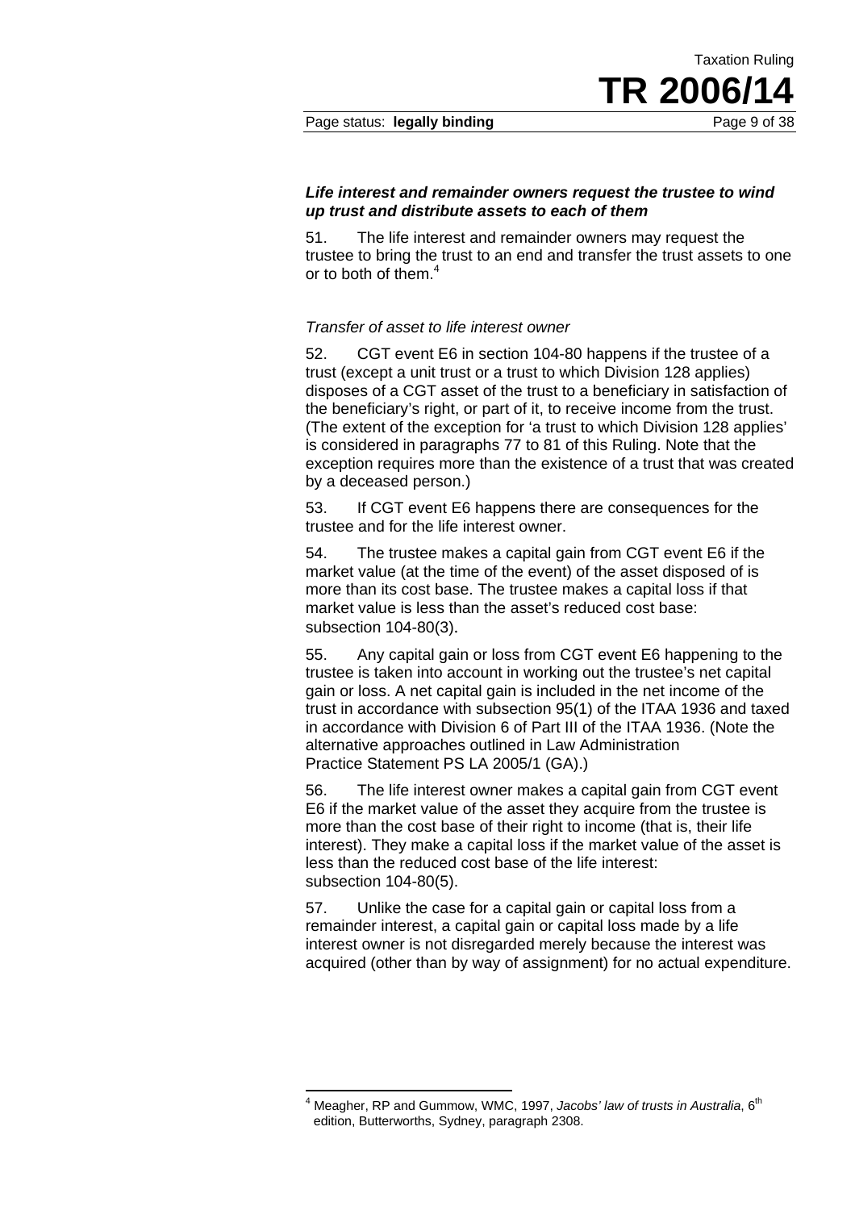### *Life interest and remainder owners request the trustee to wind up trust and distribute assets to each of them*

51. The life interest and remainder owners may request the trustee to bring the trust to an end and transfer the trust assets to one or to both of them.[4]

#### *Transfer of asset to life interest owner*

52. CGT event E6 in section 104-80 happens if the trustee of a trust (except a unit trust or a trust to which Division 128 applies) disposes of a CGT asset of the trust to a beneficiary in satisfaction of the beneficiary's right, or part of it, to receive income from the trust. (The extent of the exception for 'a trust to which Division 128 applies' is considered in paragraphs 77 to 81 of this Ruling. Note that the exception requires more than the existence of a trust that was created by a deceased person.)

53. If CGT event E6 happens there are consequences for the trustee and for the life interest owner.

54. The trustee makes a capital gain from CGT event E6 if the market value (at the time of the event) of the asset disposed of is more than its cost base. The trustee makes a capital loss if that market value is less than the asset's reduced cost base: subsection 104-80(3).

55. Any capital gain or loss from CGT event E6 happening to the trustee is taken into account in working out the trustee's net capital gain or loss. A net capital gain is included in the net income of the trust in accordance with subsection 95(1) of the ITAA 1936 and taxed in accordance with Division 6 of Part III of the ITAA 1936. (Note the alternative approaches outlined in Law Administration Practice Statement PS LA 2005/1 (GA).)

56. The life interest owner makes a capital gain from CGT event E6 if the market value of the asset they acquire from the trustee is more than the cost base of their right to income (that is, their life interest). They make a capital loss if the market value of the asset is less than the reduced cost base of the life interest: subsection 104-80(5).

57. Unlike the case for a capital gain or capital loss from a remainder interest, a capital gain or capital loss made by a life interest owner is not disregarded merely because the interest was acquired (other than by way of assignment) for no actual expenditure.

---

[4] Meagher, RP and Gummow, WMC, 1997, *Jacobs' law of trusts in Australia*, 6th edition, Butterworths, Sydney, paragraph 2308.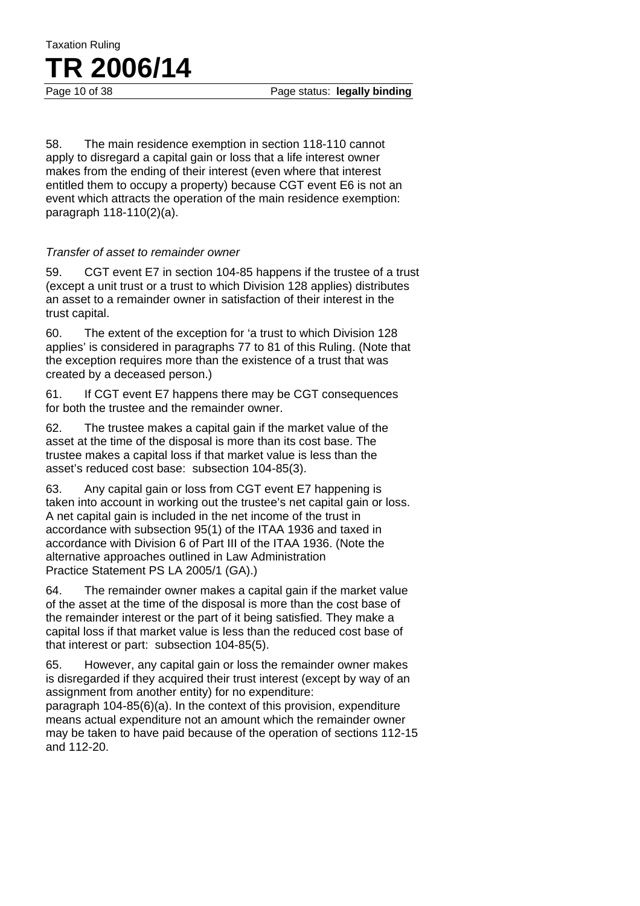58. The main residence exemption in section 118-110 cannot apply to disregard a capital gain or loss that a life interest owner makes from the ending of their interest (even where that interest entitled them to occupy a property) because CGT event E6 is not an event which attracts the operation of the main residence exemption: paragraph 118-110(2)(a).

*Transfer of asset to remainder owner*

59. CGT event E7 in section 104-85 happens if the trustee of a trust (except a unit trust or a trust to which Division 128 applies) distributes an asset to a remainder owner in satisfaction of their interest in the trust capital.

60. The extent of the exception for 'a trust to which Division 128 applies' is considered in paragraphs 77 to 81 of this Ruling. (Note that the exception requires more than the existence of a trust that was created by a deceased person.)

61. If CGT event E7 happens there may be CGT consequences for both the trustee and the remainder owner.

62. The trustee makes a capital gain if the market value of the asset at the time of the disposal is more than its cost base. The trustee makes a capital loss if that market value is less than the asset's reduced cost base: subsection 104-85(3).

63. Any capital gain or loss from CGT event E7 happening is taken into account in working out the trustee's net capital gain or loss. A net capital gain is included in the net income of the trust in accordance with subsection 95(1) of the ITAA 1936 and taxed in accordance with Division 6 of Part III of the ITAA 1936. (Note the alternative approaches outlined in Law Administration Practice Statement PS LA 2005/1 (GA).)

64. The remainder owner makes a capital gain if the market value of the asset at the time of the disposal is more than the cost base of the remainder interest or the part of it being satisfied. They make a capital loss if that market value is less than the reduced cost base of that interest or part: subsection 104-85(5).

65. However, any capital gain or loss the remainder owner makes is disregarded if they acquired their trust interest (except by way of an assignment from another entity) for no expenditure: paragraph 104-85(6)(a). In the context of this provision, expenditure means actual expenditure not an amount which the remainder owner may be taken to have paid because of the operation of sections 112-15 and 112-20.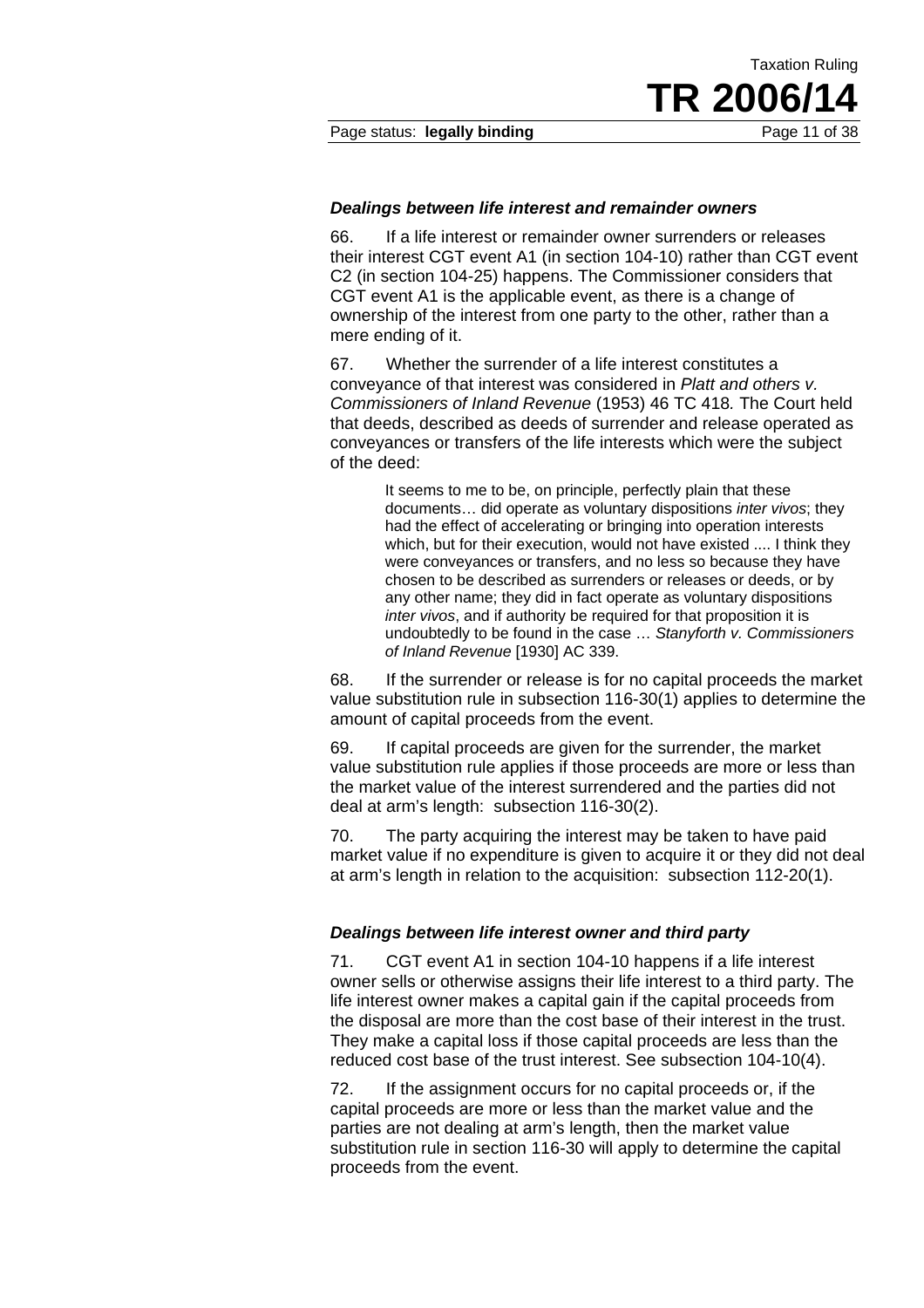### *Dealings between life interest and remainder owners*

66. If a life interest or remainder owner surrenders or releases their interest CGT event A1 (in section 104-10) rather than CGT event C2 (in section 104-25) happens. The Commissioner considers that CGT event A1 is the applicable event, as there is a change of ownership of the interest from one party to the other, rather than a mere ending of it.

67. Whether the surrender of a life interest constitutes a conveyance of that interest was considered in *Platt and others v. Commissioners of Inland Revenue* (1953) 46 TC 418*.* The Court held that deeds, described as deeds of surrender and release operated as conveyances or transfers of the life interests which were the subject of the deed:

> It seems to me to be, on principle, perfectly plain that these documents… did operate as voluntary dispositions *inter vivos*; they had the effect of accelerating or bringing into operation interests which, but for their execution, would not have existed .... I think they were conveyances or transfers, and no less so because they have chosen to be described as surrenders or releases or deeds, or by any other name; they did in fact operate as voluntary dispositions *inter vivos*, and if authority be required for that proposition it is undoubtedly to be found in the case … *Stanyforth v. Commissioners of Inland Revenue* [1930] AC 339.

68. If the surrender or release is for no capital proceeds the market value substitution rule in subsection 116-30(1) applies to determine the amount of capital proceeds from the event.

69. If capital proceeds are given for the surrender, the market value substitution rule applies if those proceeds are more or less than the market value of the interest surrendered and the parties did not deal at arm's length: subsection 116-30(2).

70. The party acquiring the interest may be taken to have paid market value if no expenditure is given to acquire it or they did not deal at arm's length in relation to the acquisition: subsection 112-20(1).

### *Dealings between life interest owner and third party*

71. CGT event A1 in section 104-10 happens if a life interest owner sells or otherwise assigns their life interest to a third party. The life interest owner makes a capital gain if the capital proceeds from the disposal are more than the cost base of their interest in the trust. They make a capital loss if those capital proceeds are less than the reduced cost base of the trust interest. See subsection 104-10(4).

72. If the assignment occurs for no capital proceeds or, if the capital proceeds are more or less than the market value and the parties are not dealing at arm's length, then the market value substitution rule in section 116-30 will apply to determine the capital proceeds from the event.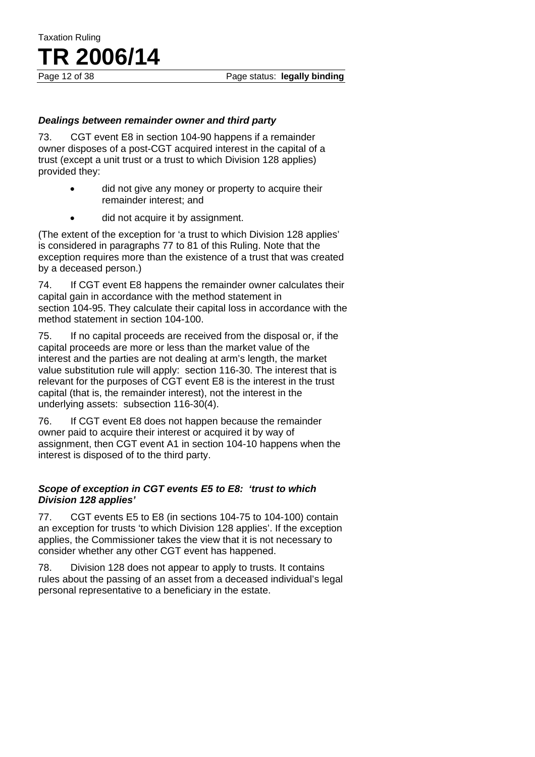### *Dealings between remainder owner and third party*

73. CGT event E8 in section 104-90 happens if a remainder owner disposes of a post-CGT acquired interest in the capital of a trust (except a unit trust or a trust to which Division 128 applies) provided they:

- did not give any money or property to acquire their remainder interest; and
- did not acquire it by assignment.

(The extent of the exception for 'a trust to which Division 128 applies' is considered in paragraphs 77 to 81 of this Ruling. Note that the exception requires more than the existence of a trust that was created by a deceased person.)

74. If CGT event E8 happens the remainder owner calculates their capital gain in accordance with the method statement in section 104-95. They calculate their capital loss in accordance with the method statement in section 104-100.

75. If no capital proceeds are received from the disposal or, if the capital proceeds are more or less than the market value of the interest and the parties are not dealing at arm's length, the market value substitution rule will apply: section 116-30. The interest that is relevant for the purposes of CGT event E8 is the interest in the trust capital (that is, the remainder interest), not the interest in the underlying assets: subsection 116-30(4).

76. If CGT event E8 does not happen because the remainder owner paid to acquire their interest or acquired it by way of assignment, then CGT event A1 in section 104-10 happens when the interest is disposed of to the third party.

### *Scope of exception in CGT events E5 to E8: 'trust to which Division 128 applies'*

77. CGT events E5 to E8 (in sections 104-75 to 104-100) contain an exception for trusts 'to which Division 128 applies'. If the exception applies, the Commissioner takes the view that it is not necessary to consider whether any other CGT event has happened.

78. Division 128 does not appear to apply to trusts. It contains rules about the passing of an asset from a deceased individual's legal personal representative to a beneficiary in the estate.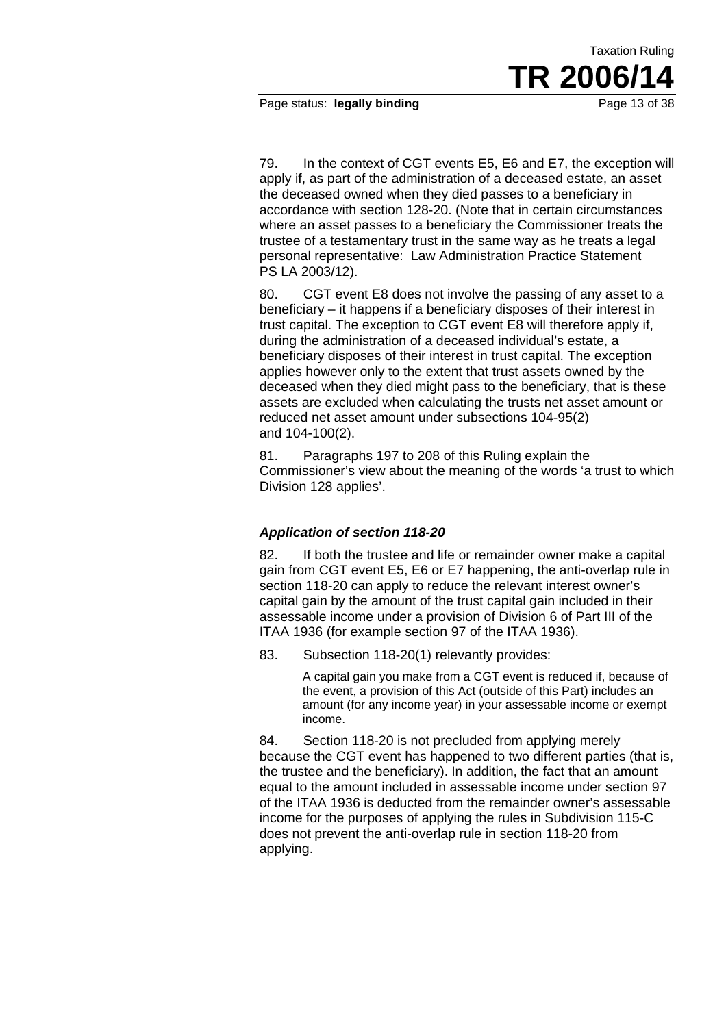79. In the context of CGT events E5, E6 and E7, the exception will apply if, as part of the administration of a deceased estate, an asset the deceased owned when they died passes to a beneficiary in accordance with section 128-20. (Note that in certain circumstances where an asset passes to a beneficiary the Commissioner treats the trustee of a testamentary trust in the same way as he treats a legal personal representative: Law Administration Practice Statement PS LA 2003/12).

80. CGT event E8 does not involve the passing of any asset to a beneficiary – it happens if a beneficiary disposes of their interest in trust capital. The exception to CGT event E8 will therefore apply if, during the administration of a deceased individual's estate, a beneficiary disposes of their interest in trust capital. The exception applies however only to the extent that trust assets owned by the deceased when they died might pass to the beneficiary, that is these assets are excluded when calculating the trusts net asset amount or reduced net asset amount under subsections 104-95(2) and 104-100(2).

81. Paragraphs 197 to 208 of this Ruling explain the Commissioner's view about the meaning of the words 'a trust to which Division 128 applies'.

### *Application of section 118-20*

82. If both the trustee and life or remainder owner make a capital gain from CGT event E5, E6 or E7 happening, the anti-overlap rule in section 118-20 can apply to reduce the relevant interest owner's capital gain by the amount of the trust capital gain included in their assessable income under a provision of Division 6 of Part III of the ITAA 1936 (for example section 97 of the ITAA 1936).

83. Subsection 118-20(1) relevantly provides:

> A capital gain you make from a CGT event is reduced if, because of the event, a provision of this Act (outside of this Part) includes an amount (for any income year) in your assessable income or exempt income.

84. Section 118-20 is not precluded from applying merely because the CGT event has happened to two different parties (that is, the trustee and the beneficiary). In addition, the fact that an amount equal to the amount included in assessable income under section 97 of the ITAA 1936 is deducted from the remainder owner's assessable income for the purposes of applying the rules in Subdivision 115-C does not prevent the anti-overlap rule in section 118-20 from applying.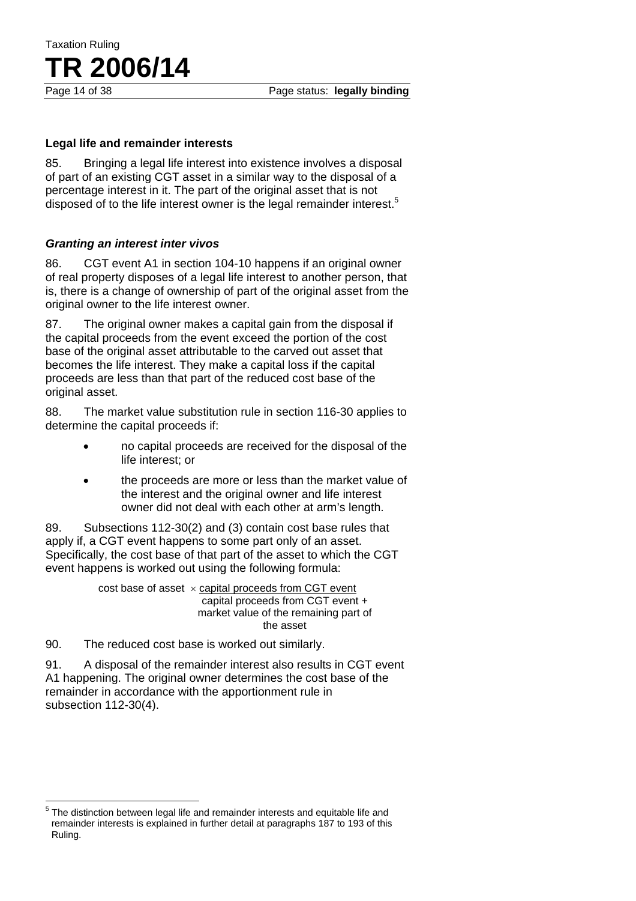### Legal life and remainder interests

85. Bringing a legal life interest into existence involves a disposal of part of an existing CGT asset in a similar way to the disposal of a percentage interest in it. The part of the original asset that is not disposed of to the life interest owner is the legal remainder interest.[5]

#### *Granting an interest inter vivos*

86. CGT event A1 in section 104-10 happens if an original owner of real property disposes of a legal life interest to another person, that is, there is a change of ownership of part of the original asset from the original owner to the life interest owner.

87. The original owner makes a capital gain from the disposal if the capital proceeds from the event exceed the portion of the cost base of the original asset attributable to the carved out asset that becomes the life interest. They make a capital loss if the capital proceeds are less than that part of the reduced cost base of the original asset.

88. The market value substitution rule in section 116-30 applies to determine the capital proceeds if:

- no capital proceeds are received for the disposal of the life interest; or
- the proceeds are more or less than the market value of the interest and the original owner and life interest owner did not deal with each other at arm's length.

89. Subsections 112-30(2) and (3) contain cost base rules that apply if, a CGT event happens to some part only of an asset. Specifically, the cost base of that part of the asset to which the CGT event happens is worked out using the following formula:

$$\text{cost base of asset} \times \frac{\text{capital proceeds from CGT event}}{\text{capital proceeds from CGT event + market value of the remaining part of the asset}}$$

90. The reduced cost base is worked out similarly.

91. A disposal of the remainder interest also results in CGT event A1 happening. The original owner determines the cost base of the remainder in accordance with the apportionment rule in subsection 112-30(4).

[5] The distinction between legal life and remainder interests and equitable life and remainder interests is explained in further detail at paragraphs 187 to 193 of this Ruling.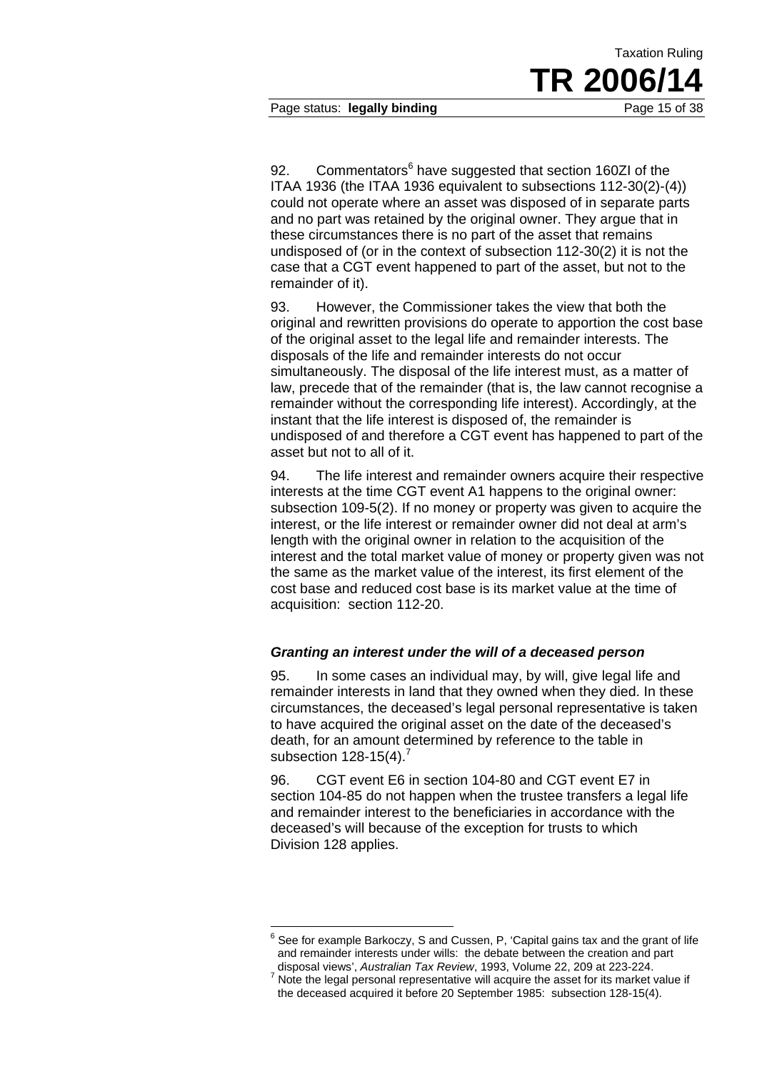92. Commentators[6] have suggested that section 160ZI of the ITAA 1936 (the ITAA 1936 equivalent to subsections 112-30(2)-(4)) could not operate where an asset was disposed of in separate parts and no part was retained by the original owner. They argue that in these circumstances there is no part of the asset that remains undisposed of (or in the context of subsection 112-30(2) it is not the case that a CGT event happened to part of the asset, but not to the remainder of it).

93. However, the Commissioner takes the view that both the original and rewritten provisions do operate to apportion the cost base of the original asset to the legal life and remainder interests. The disposals of the life and remainder interests do not occur simultaneously. The disposal of the life interest must, as a matter of law, precede that of the remainder (that is, the law cannot recognise a remainder without the corresponding life interest). Accordingly, at the instant that the life interest is disposed of, the remainder is undisposed of and therefore a CGT event has happened to part of the asset but not to all of it.

94. The life interest and remainder owners acquire their respective interests at the time CGT event A1 happens to the original owner: subsection 109-5(2). If no money or property was given to acquire the interest, or the life interest or remainder owner did not deal at arm's length with the original owner in relation to the acquisition of the interest and the total market value of money or property given was not the same as the market value of the interest, its first element of the cost base and reduced cost base is its market value at the time of acquisition: section 112-20.

### *Granting an interest under the will of a deceased person*

95. In some cases an individual may, by will, give legal life and remainder interests in land that they owned when they died. In these circumstances, the deceased's legal personal representative is taken to have acquired the original asset on the date of the deceased's death, for an amount determined by reference to the table in subsection 128-15(4).[7]

96. CGT event E6 in section 104-80 and CGT event E7 in section 104-85 do not happen when the trustee transfers a legal life and remainder interest to the beneficiaries in accordance with the deceased's will because of the exception for trusts to which Division 128 applies.

---

[6] See for example Barkoczy, S and Cussen, P, 'Capital gains tax and the grant of life and remainder interests under wills: the debate between the creation and part disposal views', *Australian Tax Review*, 1993, Volume 22, 209 at 223-224.

[7] Note the legal personal representative will acquire the asset for its market value if the deceased acquired it before 20 September 1985: subsection 128-15(4).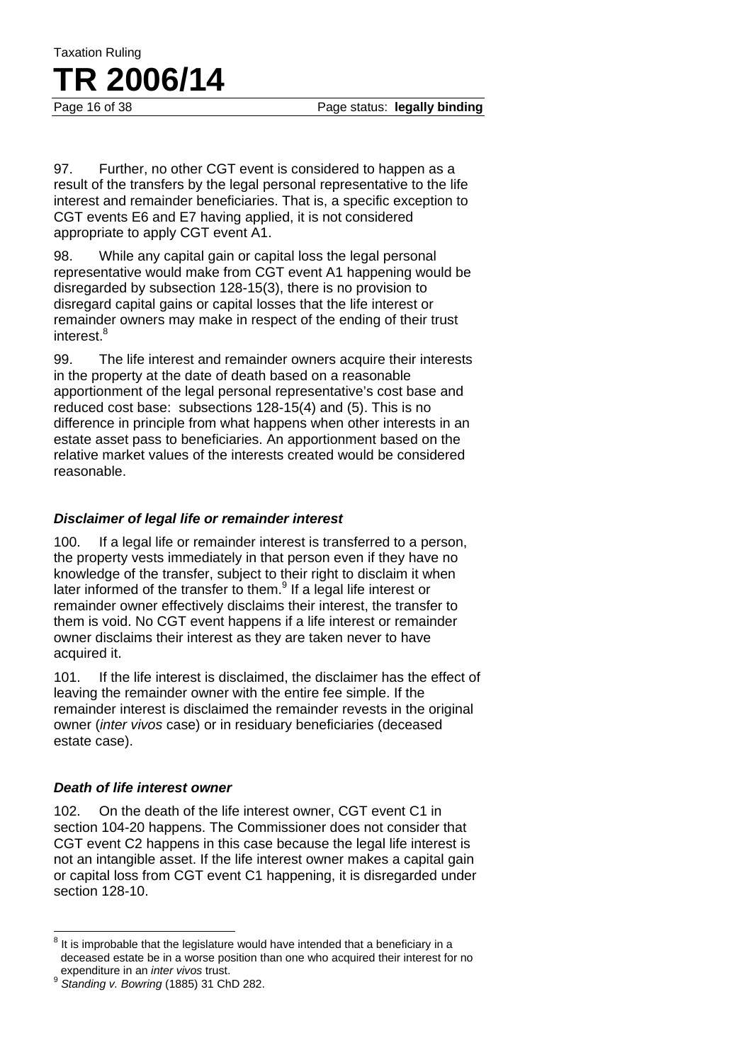97. Further, no other CGT event is considered to happen as a result of the transfers by the legal personal representative to the life interest and remainder beneficiaries. That is, a specific exception to CGT events E6 and E7 having applied, it is not considered appropriate to apply CGT event A1.

98. While any capital gain or capital loss the legal personal representative would make from CGT event A1 happening would be disregarded by subsection 128-15(3), there is no provision to disregard capital gains or capital losses that the life interest or remainder owners may make in respect of the ending of their trust interest.[8]

99. The life interest and remainder owners acquire their interests in the property at the date of death based on a reasonable apportionment of the legal personal representative's cost base and reduced cost base: subsections 128-15(4) and (5). This is no difference in principle from what happens when other interests in an estate asset pass to beneficiaries. An apportionment based on the relative market values of the interests created would be considered reasonable.

### *Disclaimer of legal life or remainder interest*

100. If a legal life or remainder interest is transferred to a person, the property vests immediately in that person even if they have no knowledge of the transfer, subject to their right to disclaim it when later informed of the transfer to them.[9] If a legal life interest or remainder owner effectively disclaims their interest, the transfer to them is void. No CGT event happens if a life interest or remainder owner disclaims their interest as they are taken never to have acquired it.

101. If the life interest is disclaimed, the disclaimer has the effect of leaving the remainder owner with the entire fee simple. If the remainder interest is disclaimed the remainder revests in the original owner (*inter vivos* case) or in residuary beneficiaries (deceased estate case).

### *Death of life interest owner*

102. On the death of the life interest owner, CGT event C1 in section 104-20 happens. The Commissioner does not consider that CGT event C2 happens in this case because the legal life interest is not an intangible asset. If the life interest owner makes a capital gain or capital loss from CGT event C1 happening, it is disregarded under section 128-10.

---

[8] It is improbable that the legislature would have intended that a beneficiary in a deceased estate be in a worse position than one who acquired their interest for no expenditure in an *inter vivos* trust.

[9] *Standing v. Bowring* (1885) 31 ChD 282.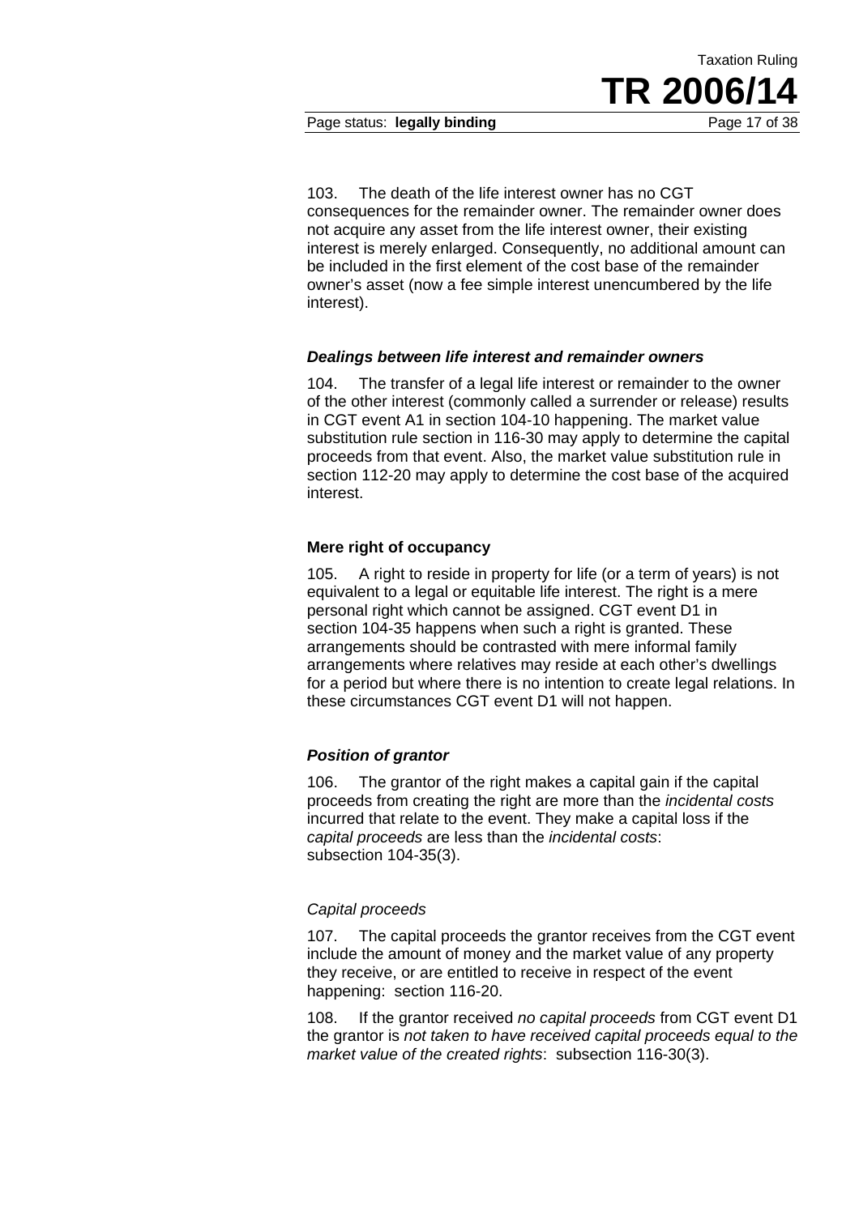103. The death of the life interest owner has no CGT consequences for the remainder owner. The remainder owner does not acquire any asset from the life interest owner, their existing interest is merely enlarged. Consequently, no additional amount can be included in the first element of the cost base of the remainder owner's asset (now a fee simple interest unencumbered by the life interest).

### *Dealings between life interest and remainder owners*

104. The transfer of a legal life interest or remainder to the owner of the other interest (commonly called a surrender or release) results in CGT event A1 in section 104-10 happening. The market value substitution rule section in 116-30 may apply to determine the capital proceeds from that event. Also, the market value substitution rule in section 112-20 may apply to determine the cost base of the acquired interest.

### Mere right of occupancy

105. A right to reside in property for life (or a term of years) is not equivalent to a legal or equitable life interest. The right is a mere personal right which cannot be assigned. CGT event D1 in section 104-35 happens when such a right is granted. These arrangements should be contrasted with mere informal family arrangements where relatives may reside at each other's dwellings for a period but where there is no intention to create legal relations. In these circumstances CGT event D1 will not happen.

### *Position of grantor*

106. The grantor of the right makes a capital gain if the capital proceeds from creating the right are more than the *incidental costs* incurred that relate to the event. They make a capital loss if the *capital proceeds* are less than the *incidental costs*: subsection 104-35(3).

#### *Capital proceeds*

107. The capital proceeds the grantor receives from the CGT event include the amount of money and the market value of any property they receive, or are entitled to receive in respect of the event happening: section 116-20.

108. If the grantor received *no capital proceeds* from CGT event D1 the grantor is *not taken to have received capital proceeds equal to the market value of the created rights*: subsection 116-30(3).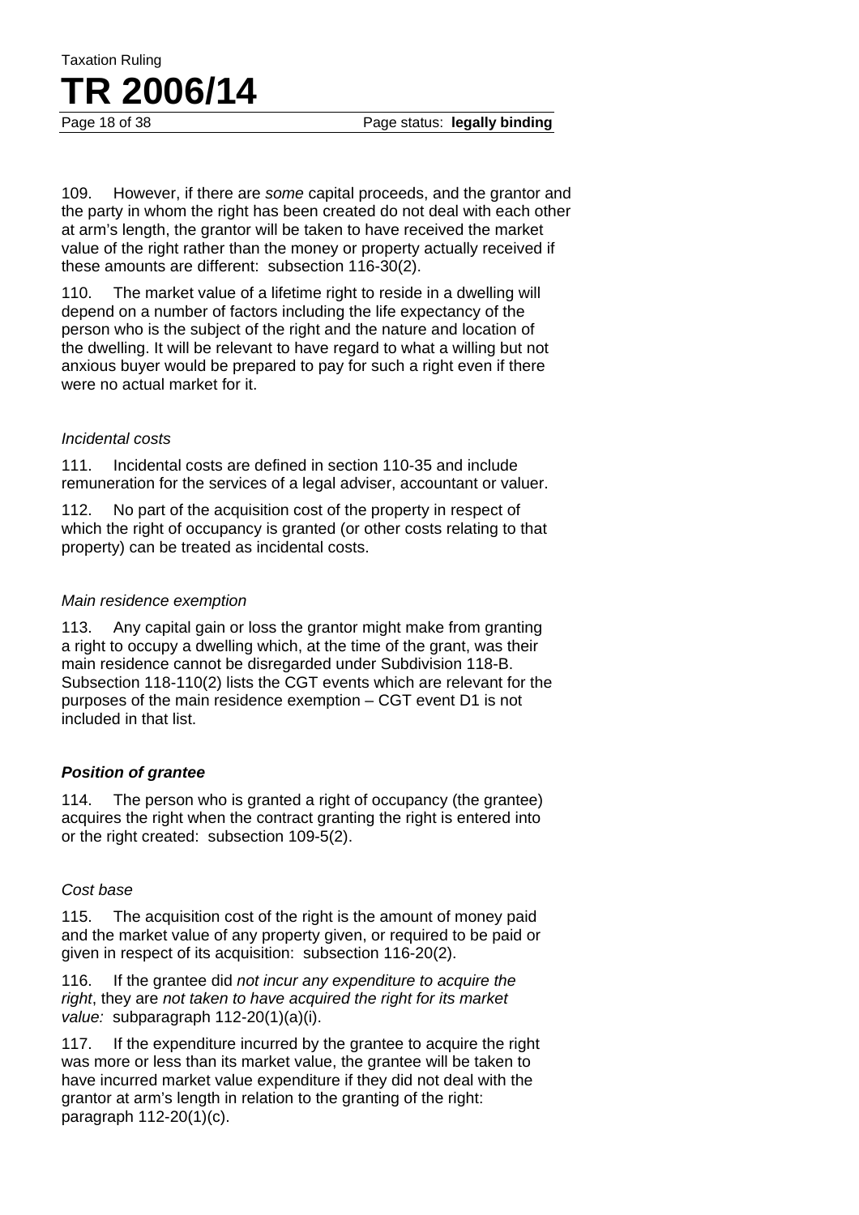109. However, if there are *some* capital proceeds, and the grantor and the party in whom the right has been created do not deal with each other at arm's length, the grantor will be taken to have received the market value of the right rather than the money or property actually received if these amounts are different: subsection 116-30(2).

110. The market value of a lifetime right to reside in a dwelling will depend on a number of factors including the life expectancy of the person who is the subject of the right and the nature and location of the dwelling. It will be relevant to have regard to what a willing but not anxious buyer would be prepared to pay for such a right even if there were no actual market for it.

*Incidental costs*

111. Incidental costs are defined in section 110-35 and include remuneration for the services of a legal adviser, accountant or valuer.

112. No part of the acquisition cost of the property in respect of which the right of occupancy is granted (or other costs relating to that property) can be treated as incidental costs.

*Main residence exemption*

113. Any capital gain or loss the grantor might make from granting a right to occupy a dwelling which, at the time of the grant, was their main residence cannot be disregarded under Subdivision 118-B. Subsection 118-110(2) lists the CGT events which are relevant for the purposes of the main residence exemption – CGT event D1 is not included in that list.

***Position of grantee***

114. The person who is granted a right of occupancy (the grantee) acquires the right when the contract granting the right is entered into or the right created: subsection 109-5(2).

*Cost base*

115. The acquisition cost of the right is the amount of money paid and the market value of any property given, or required to be paid or given in respect of its acquisition: subsection 116-20(2).

116. If the grantee did *not incur any expenditure to acquire the right*, they are *not taken to have acquired the right for its market value:* subparagraph 112-20(1)(a)(i).

117. If the expenditure incurred by the grantee to acquire the right was more or less than its market value, the grantee will be taken to have incurred market value expenditure if they did not deal with the grantor at arm's length in relation to the granting of the right: paragraph 112-20(1)(c).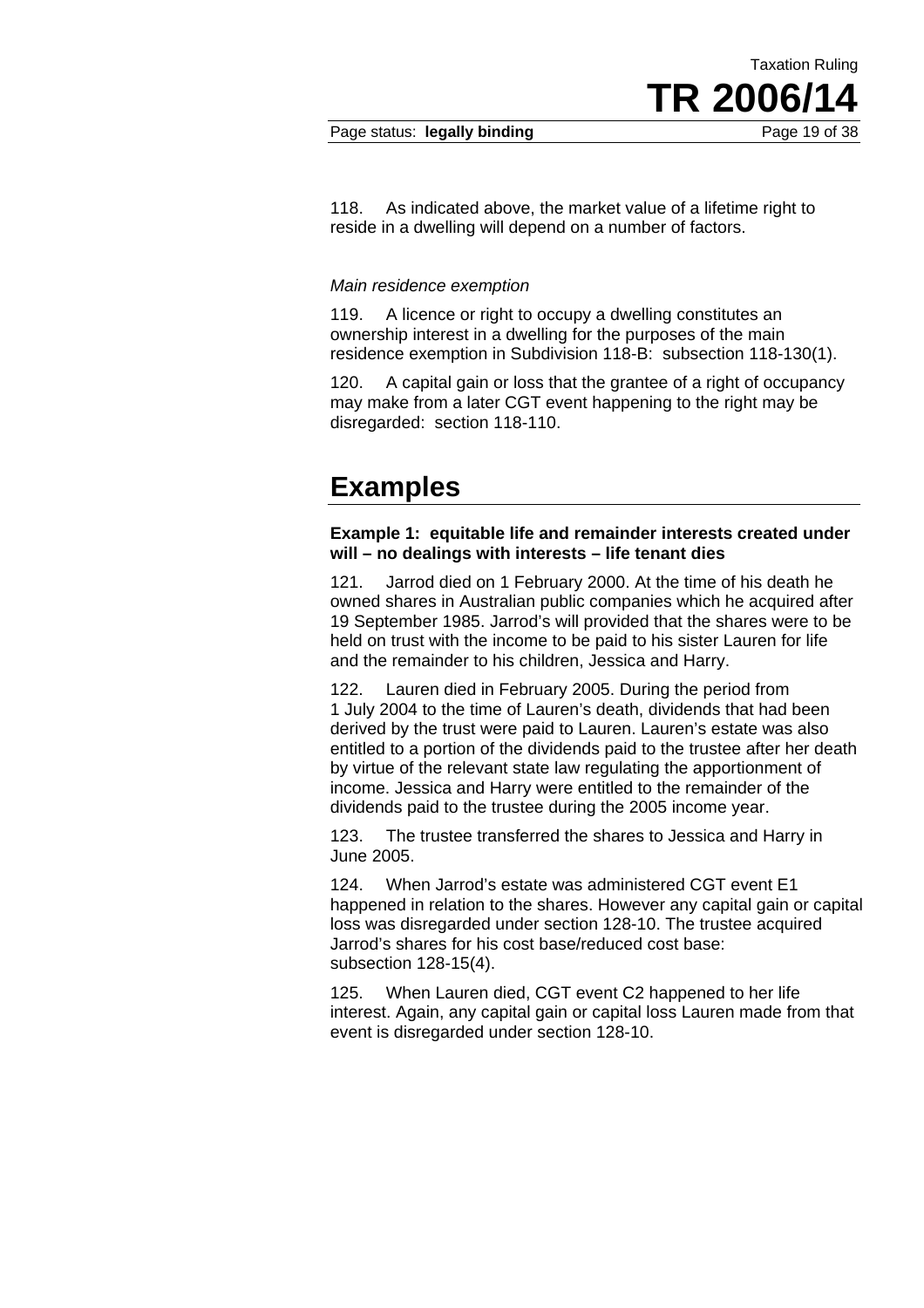118. As indicated above, the market value of a lifetime right to reside in a dwelling will depend on a number of factors.

*Main residence exemption*

119. A licence or right to occupy a dwelling constitutes an ownership interest in a dwelling for the purposes of the main residence exemption in Subdivision 118-B: subsection 118-130(1).

120. A capital gain or loss that the grantee of a right of occupancy may make from a later CGT event happening to the right may be disregarded: section 118-110.

# Examples

**Example 1: equitable life and remainder interests created under will – no dealings with interests – life tenant dies**

121. Jarrod died on 1 February 2000. At the time of his death he owned shares in Australian public companies which he acquired after 19 September 1985. Jarrod's will provided that the shares were to be held on trust with the income to be paid to his sister Lauren for life and the remainder to his children, Jessica and Harry.

122. Lauren died in February 2005. During the period from 1 July 2004 to the time of Lauren's death, dividends that had been derived by the trust were paid to Lauren. Lauren's estate was also entitled to a portion of the dividends paid to the trustee after her death by virtue of the relevant state law regulating the apportionment of income. Jessica and Harry were entitled to the remainder of the dividends paid to the trustee during the 2005 income year.

123. The trustee transferred the shares to Jessica and Harry in June 2005.

124. When Jarrod's estate was administered CGT event E1 happened in relation to the shares. However any capital gain or capital loss was disregarded under section 128-10. The trustee acquired Jarrod's shares for his cost base/reduced cost base: subsection 128-15(4).

125. When Lauren died, CGT event C2 happened to her life interest. Again, any capital gain or capital loss Lauren made from that event is disregarded under section 128-10.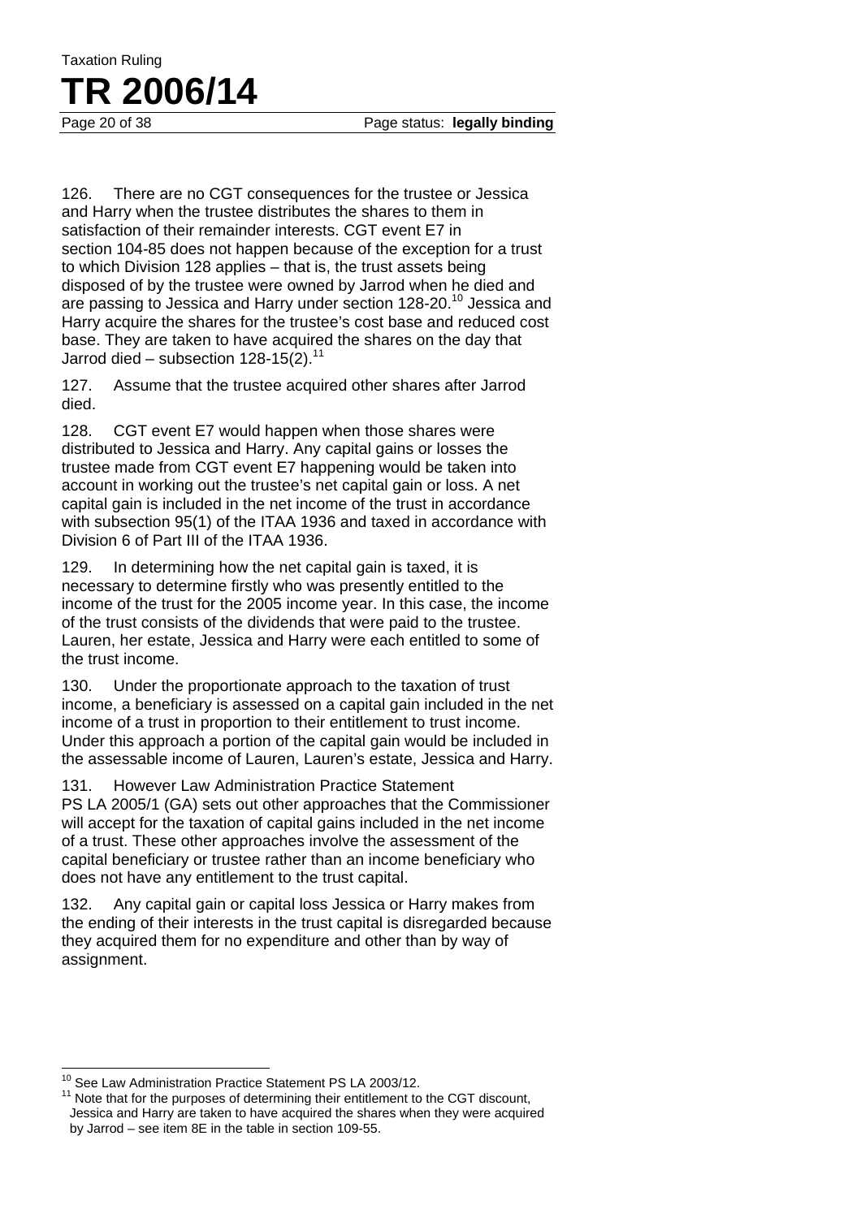126. There are no CGT consequences for the trustee or Jessica and Harry when the trustee distributes the shares to them in satisfaction of their remainder interests. CGT event E7 in section 104-85 does not happen because of the exception for a trust to which Division 128 applies – that is, the trust assets being disposed of by the trustee were owned by Jarrod when he died and are passing to Jessica and Harry under section 128-20.[10] Jessica and Harry acquire the shares for the trustee's cost base and reduced cost base. They are taken to have acquired the shares on the day that Jarrod died – subsection 128-15(2).[11]

127. Assume that the trustee acquired other shares after Jarrod died.

128. CGT event E7 would happen when those shares were distributed to Jessica and Harry. Any capital gains or losses the trustee made from CGT event E7 happening would be taken into account in working out the trustee's net capital gain or loss. A net capital gain is included in the net income of the trust in accordance with subsection 95(1) of the ITAA 1936 and taxed in accordance with Division 6 of Part III of the ITAA 1936.

129. In determining how the net capital gain is taxed, it is necessary to determine firstly who was presently entitled to the income of the trust for the 2005 income year. In this case, the income of the trust consists of the dividends that were paid to the trustee. Lauren, her estate, Jessica and Harry were each entitled to some of the trust income.

130. Under the proportionate approach to the taxation of trust income, a beneficiary is assessed on a capital gain included in the net income of a trust in proportion to their entitlement to trust income. Under this approach a portion of the capital gain would be included in the assessable income of Lauren, Lauren's estate, Jessica and Harry.

131. However Law Administration Practice Statement PS LA 2005/1 (GA) sets out other approaches that the Commissioner will accept for the taxation of capital gains included in the net income of a trust. These other approaches involve the assessment of the capital beneficiary or trustee rather than an income beneficiary who does not have any entitlement to the trust capital.

132. Any capital gain or capital loss Jessica or Harry makes from the ending of their interests in the trust capital is disregarded because they acquired them for no expenditure and other than by way of assignment.

---

[10] See Law Administration Practice Statement PS LA 2003/12.

[11] Note that for the purposes of determining their entitlement to the CGT discount, Jessica and Harry are taken to have acquired the shares when they were acquired by Jarrod – see item 8E in the table in section 109-55.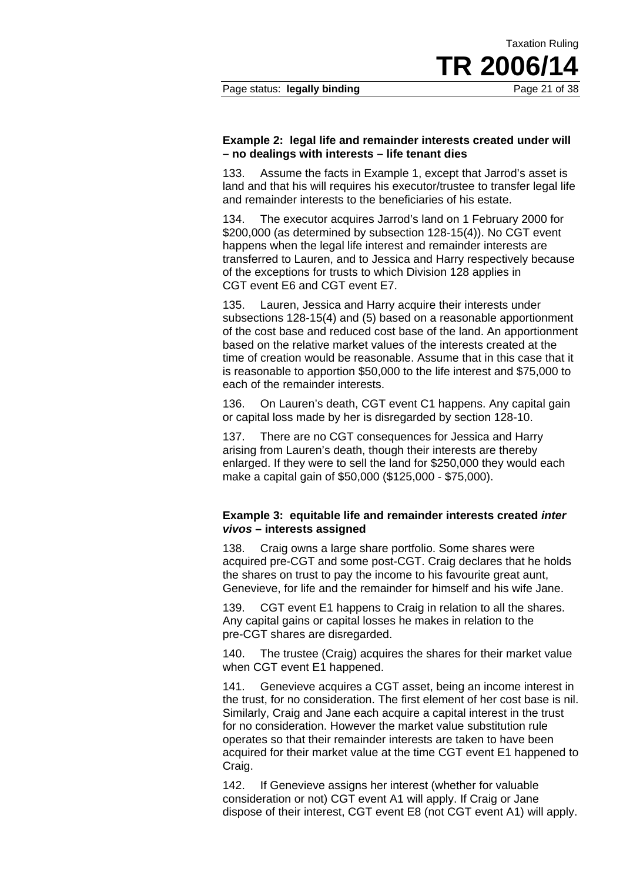### Example 2: legal life and remainder interests created under will – no dealings with interests – life tenant dies

133. Assume the facts in Example 1, except that Jarrod's asset is land and that his will requires his executor/trustee to transfer legal life and remainder interests to the beneficiaries of his estate.

134. The executor acquires Jarrod's land on 1 February 2000 for $200,000 (as determined by subsection 128-15(4)). No CGT event happens when the legal life interest and remainder interests are transferred to Lauren, and to Jessica and Harry respectively because of the exceptions for trusts to which Division 128 applies in CGT event E6 and CGT event E7.

135. Lauren, Jessica and Harry acquire their interests under subsections 128-15(4) and (5) based on a reasonable apportionment of the cost base and reduced cost base of the land. An apportionment based on the relative market values of the interests created at the time of creation would be reasonable. Assume that in this case that it is reasonable to apportion $50,000 to the life interest and $75,000 to each of the remainder interests.

136. On Lauren's death, CGT event C1 happens. Any capital gain or capital loss made by her is disregarded by section 128-10.

137. There are no CGT consequences for Jessica and Harry arising from Lauren's death, though their interests are thereby enlarged. If they were to sell the land for $250,000 they would each make a capital gain of $50,000 ($125,000 - $75,000).

### Example 3: equitable life and remainder interests created *inter vivos* – interests assigned

138. Craig owns a large share portfolio. Some shares were acquired pre-CGT and some post-CGT. Craig declares that he holds the shares on trust to pay the income to his favourite great aunt, Genevieve, for life and the remainder for himself and his wife Jane.

139. CGT event E1 happens to Craig in relation to all the shares. Any capital gains or capital losses he makes in relation to the pre-CGT shares are disregarded.

140. The trustee (Craig) acquires the shares for their market value when CGT event E1 happened.

141. Genevieve acquires a CGT asset, being an income interest in the trust, for no consideration. The first element of her cost base is nil. Similarly, Craig and Jane each acquire a capital interest in the trust for no consideration. However the market value substitution rule operates so that their remainder interests are taken to have been acquired for their market value at the time CGT event E1 happened to Craig.

142. If Genevieve assigns her interest (whether for valuable consideration or not) CGT event A1 will apply. If Craig or Jane dispose of their interest, CGT event E8 (not CGT event A1) will apply.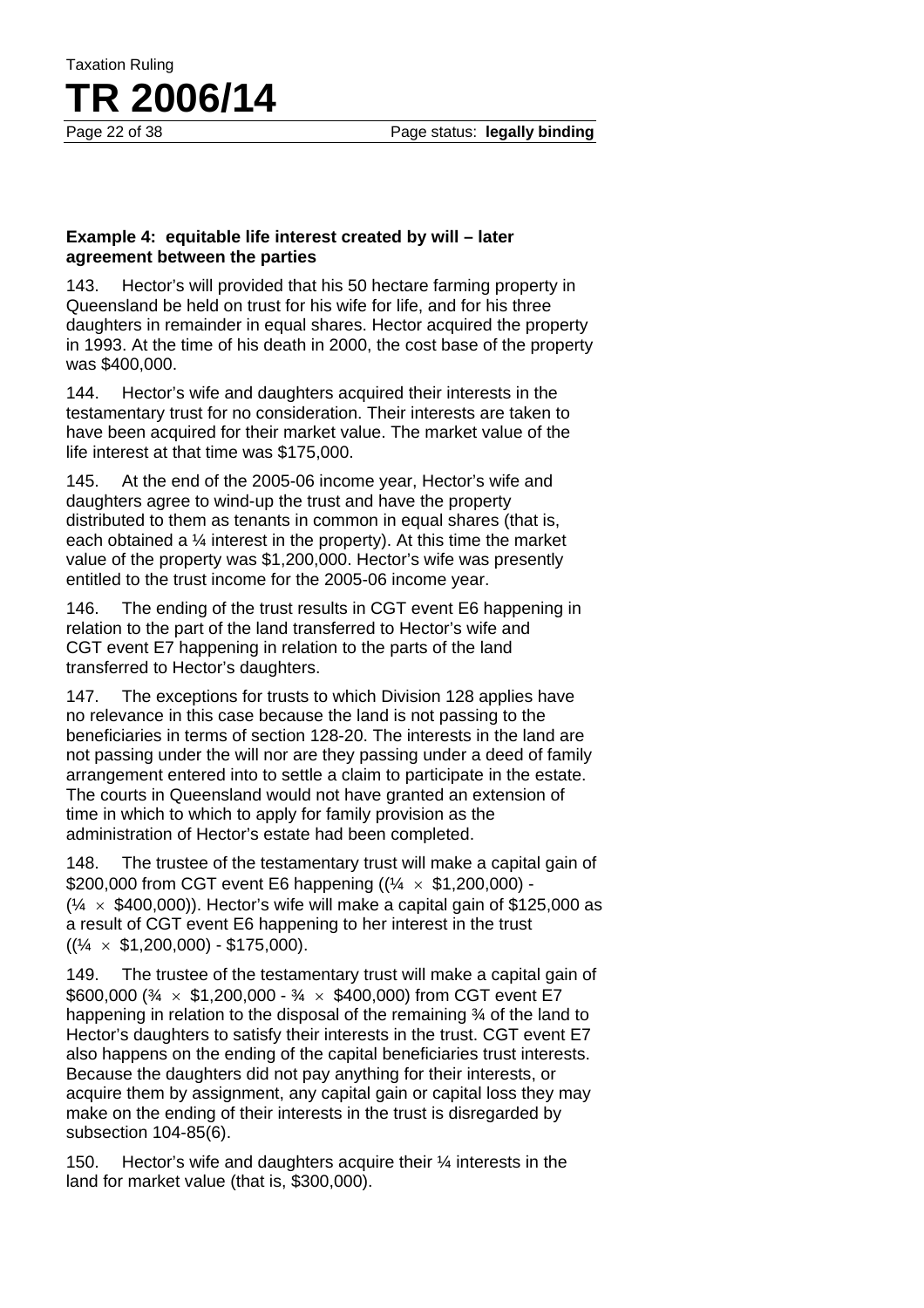**Example 4: equitable life interest created by will – later agreement between the parties**

143. Hector's will provided that his 50 hectare farming property in Queensland be held on trust for his wife for life, and for his three daughters in remainder in equal shares. Hector acquired the property in 1993. At the time of his death in 2000, the cost base of the property was $400,000.

144. Hector's wife and daughters acquired their interests in the testamentary trust for no consideration. Their interests are taken to have been acquired for their market value. The market value of the life interest at that time was $175,000.

145. At the end of the 2005-06 income year, Hector's wife and daughters agree to wind-up the trust and have the property distributed to them as tenants in common in equal shares (that is, each obtained a ¼ interest in the property). At this time the market value of the property was $1,200,000. Hector's wife was presently entitled to the trust income for the 2005-06 income year.

146. The ending of the trust results in CGT event E6 happening in relation to the part of the land transferred to Hector's wife and CGT event E7 happening in relation to the parts of the land transferred to Hector's daughters.

147. The exceptions for trusts to which Division 128 applies have no relevance in this case because the land is not passing to the beneficiaries in terms of section 128-20. The interests in the land are not passing under the will nor are they passing under a deed of family arrangement entered into to settle a claim to participate in the estate. The courts in Queensland would not have granted an extension of time in which to which to apply for family provision as the administration of Hector's estate had been completed.

148. The trustee of the testamentary trust will make a capital gain of $200,000 from CGT event E6 happening ((¼ × $1,200,000) - (¼ × $400,000)). Hector's wife will make a capital gain of $125,000 as a result of CGT event E6 happening to her interest in the trust ((¼ × $1,200,000) - $175,000).

149. The trustee of the testamentary trust will make a capital gain of $600,000 (¾ × $1,200,000 - ¾ × $400,000) from CGT event E7 happening in relation to the disposal of the remaining ¾ of the land to Hector's daughters to satisfy their interests in the trust. CGT event E7 also happens on the ending of the capital beneficiaries trust interests. Because the daughters did not pay anything for their interests, or acquire them by assignment, any capital gain or capital loss they may make on the ending of their interests in the trust is disregarded by subsection 104-85(6).

150. Hector's wife and daughters acquire their ¼ interests in the land for market value (that is, $300,000).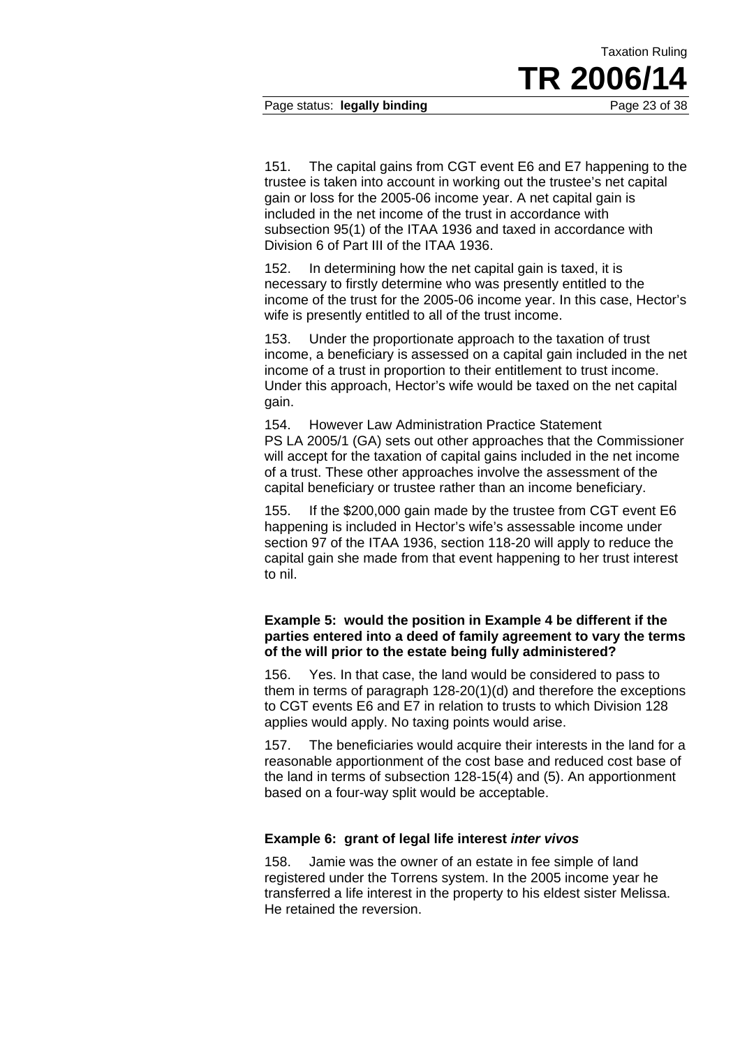151. The capital gains from CGT event E6 and E7 happening to the trustee is taken into account in working out the trustee's net capital gain or loss for the 2005-06 income year. A net capital gain is included in the net income of the trust in accordance with subsection 95(1) of the ITAA 1936 and taxed in accordance with Division 6 of Part III of the ITAA 1936.

152. In determining how the net capital gain is taxed, it is necessary to firstly determine who was presently entitled to the income of the trust for the 2005-06 income year. In this case, Hector's wife is presently entitled to all of the trust income.

153. Under the proportionate approach to the taxation of trust income, a beneficiary is assessed on a capital gain included in the net income of a trust in proportion to their entitlement to trust income. Under this approach, Hector's wife would be taxed on the net capital gain.

154. However Law Administration Practice Statement PS LA 2005/1 (GA) sets out other approaches that the Commissioner will accept for the taxation of capital gains included in the net income of a trust. These other approaches involve the assessment of the capital beneficiary or trustee rather than an income beneficiary.

155. If the $200,000 gain made by the trustee from CGT event E6 happening is included in Hector's wife's assessable income under section 97 of the ITAA 1936, section 118-20 will apply to reduce the capital gain she made from that event happening to her trust interest to nil.

**Example 5: would the position in Example 4 be different if the parties entered into a deed of family agreement to vary the terms of the will prior to the estate being fully administered?**

156. Yes. In that case, the land would be considered to pass to them in terms of paragraph 128-20(1)(d) and therefore the exceptions to CGT events E6 and E7 in relation to trusts to which Division 128 applies would apply. No taxing points would arise.

157. The beneficiaries would acquire their interests in the land for a reasonable apportionment of the cost base and reduced cost base of the land in terms of subsection 128-15(4) and (5). An apportionment based on a four-way split would be acceptable.

**Example 6: grant of legal life interest *inter vivos***

158. Jamie was the owner of an estate in fee simple of land registered under the Torrens system. In the 2005 income year he transferred a life interest in the property to his eldest sister Melissa. He retained the reversion.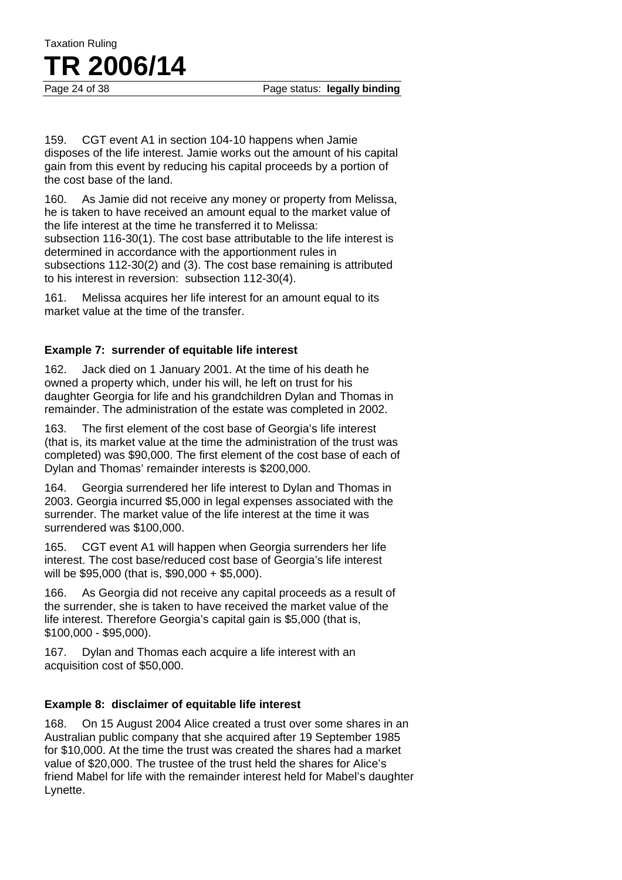159. CGT event A1 in section 104-10 happens when Jamie disposes of the life interest. Jamie works out the amount of his capital gain from this event by reducing his capital proceeds by a portion of the cost base of the land.

160. As Jamie did not receive any money or property from Melissa, he is taken to have received an amount equal to the market value of the life interest at the time he transferred it to Melissa: subsection 116-30(1). The cost base attributable to the life interest is determined in accordance with the apportionment rules in subsections 112-30(2) and (3). The cost base remaining is attributed to his interest in reversion: subsection 112-30(4).

161. Melissa acquires her life interest for an amount equal to its market value at the time of the transfer.

### Example 7: surrender of equitable life interest

162. Jack died on 1 January 2001. At the time of his death he owned a property which, under his will, he left on trust for his daughter Georgia for life and his grandchildren Dylan and Thomas in remainder. The administration of the estate was completed in 2002.

163. The first element of the cost base of Georgia's life interest (that is, its market value at the time the administration of the trust was completed) was $90,000. The first element of the cost base of each of Dylan and Thomas' remainder interests is $200,000.

164. Georgia surrendered her life interest to Dylan and Thomas in 2003. Georgia incurred $5,000 in legal expenses associated with the surrender. The market value of the life interest at the time it was surrendered was $100,000.

165. CGT event A1 will happen when Georgia surrenders her life interest. The cost base/reduced cost base of Georgia's life interest will be $95,000 (that is, $90,000 + $5,000).

166. As Georgia did not receive any capital proceeds as a result of the surrender, she is taken to have received the market value of the life interest. Therefore Georgia's capital gain is $5,000 (that is, $100,000 - $95,000).

167. Dylan and Thomas each acquire a life interest with an acquisition cost of $50,000.

### Example 8: disclaimer of equitable life interest

168. On 15 August 2004 Alice created a trust over some shares in an Australian public company that she acquired after 19 September 1985 for $10,000. At the time the trust was created the shares had a market value of $20,000. The trustee of the trust held the shares for Alice's friend Mabel for life with the remainder interest held for Mabel's daughter Lynette.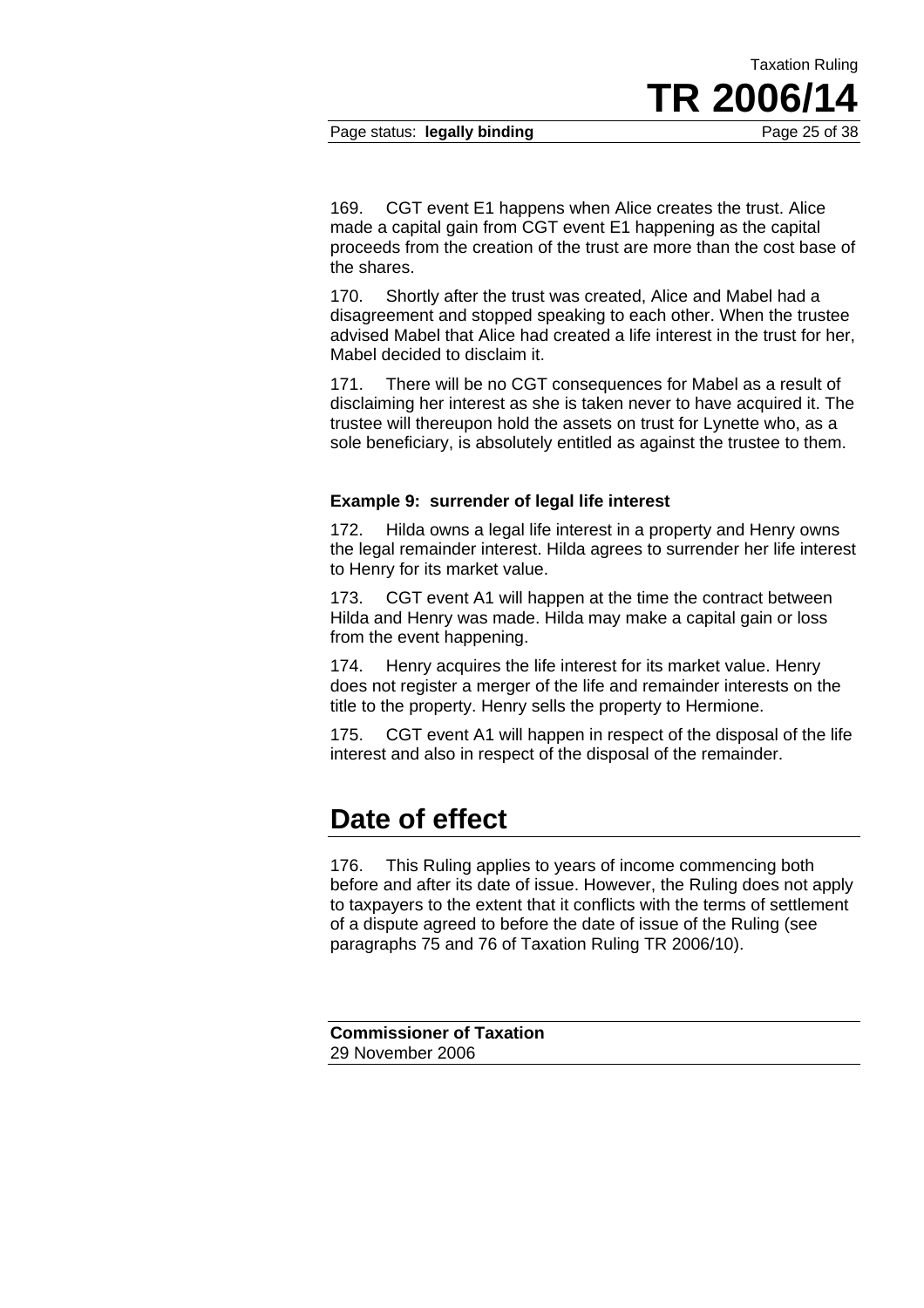169. CGT event E1 happens when Alice creates the trust. Alice made a capital gain from CGT event E1 happening as the capital proceeds from the creation of the trust are more than the cost base of the shares.

170. Shortly after the trust was created, Alice and Mabel had a disagreement and stopped speaking to each other. When the trustee advised Mabel that Alice had created a life interest in the trust for her, Mabel decided to disclaim it.

171. There will be no CGT consequences for Mabel as a result of disclaiming her interest as she is taken never to have acquired it. The trustee will thereupon hold the assets on trust for Lynette who, as a sole beneficiary, is absolutely entitled as against the trustee to them.

### Example 9: surrender of legal life interest

172. Hilda owns a legal life interest in a property and Henry owns the legal remainder interest. Hilda agrees to surrender her life interest to Henry for its market value.

173. CGT event A1 will happen at the time the contract between Hilda and Henry was made. Hilda may make a capital gain or loss from the event happening.

174. Henry acquires the life interest for its market value. Henry does not register a merger of the life and remainder interests on the title to the property. Henry sells the property to Hermione.

175. CGT event A1 will happen in respect of the disposal of the life interest and also in respect of the disposal of the remainder.

## Date of effect

176. This Ruling applies to years of income commencing both before and after its date of issue. However, the Ruling does not apply to taxpayers to the extent that it conflicts with the terms of settlement of a dispute agreed to before the date of issue of the Ruling (see paragraphs 75 and 76 of Taxation Ruling TR 2006/10).

**Commissioner of Taxation**
29 November 2006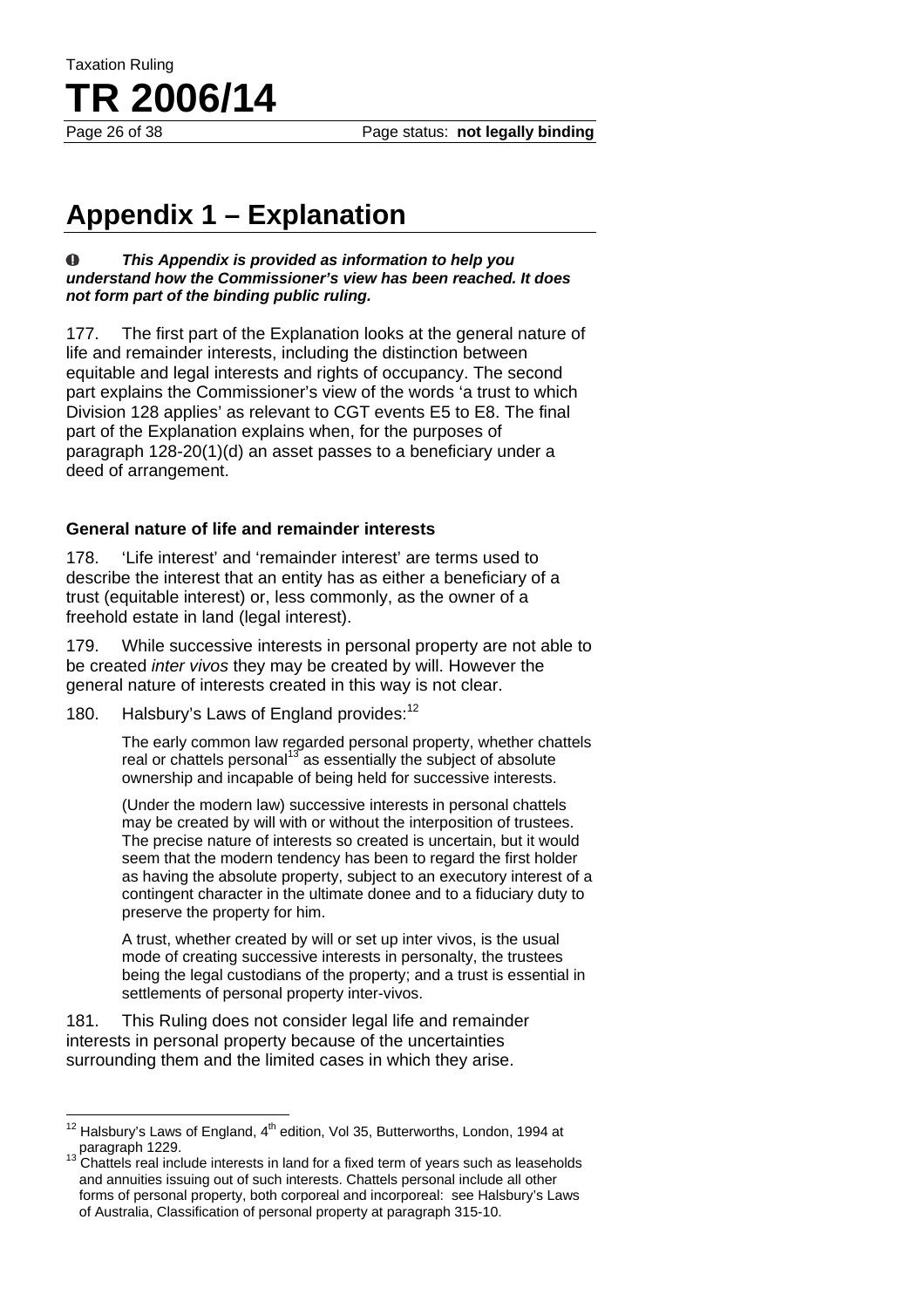# Appendix 1 – Explanation

> ***This Appendix is provided as information to help you understand how the Commissioner's view has been reached. It does not form part of the binding public ruling.***

177. The first part of the Explanation looks at the general nature of life and remainder interests, including the distinction between equitable and legal interests and rights of occupancy. The second part explains the Commissioner's view of the words 'a trust to which Division 128 applies' as relevant to CGT events E5 to E8. The final part of the Explanation explains when, for the purposes of paragraph 128-20(1)(d) an asset passes to a beneficiary under a deed of arrangement.

### General nature of life and remainder interests

178. 'Life interest' and 'remainder interest' are terms used to describe the interest that an entity has as either a beneficiary of a trust (equitable interest) or, less commonly, as the owner of a freehold estate in land (legal interest).

179. While successive interests in personal property are not able to be created *inter vivos* they may be created by will. However the general nature of interests created in this way is not clear.

180. Halsbury's Laws of England provides:[12]

> The early common law regarded personal property, whether chattels real or chattels personal[13] as essentially the subject of absolute ownership and incapable of being held for successive interests.
>
> (Under the modern law) successive interests in personal chattels may be created by will with or without the interposition of trustees. The precise nature of interests so created is uncertain, but it would seem that the modern tendency has been to regard the first holder as having the absolute property, subject to an executory interest of a contingent character in the ultimate donee and to a fiduciary duty to preserve the property for him.
>
> A trust, whether created by will or set up inter vivos, is the usual mode of creating successive interests in personalty, the trustees being the legal custodians of the property; and a trust is essential in settlements of personal property inter-vivos.

181. This Ruling does not consider legal life and remainder interests in personal property because of the uncertainties surrounding them and the limited cases in which they arise.

---

[12] Halsbury's Laws of England, 4th edition, Vol 35, Butterworths, London, 1994 at paragraph 1229.

[13] Chattels real include interests in land for a fixed term of years such as leaseholds and annuities issuing out of such interests. Chattels personal include all other forms of personal property, both corporeal and incorporeal: see Halsbury's Laws of Australia, Classification of personal property at paragraph 315-10.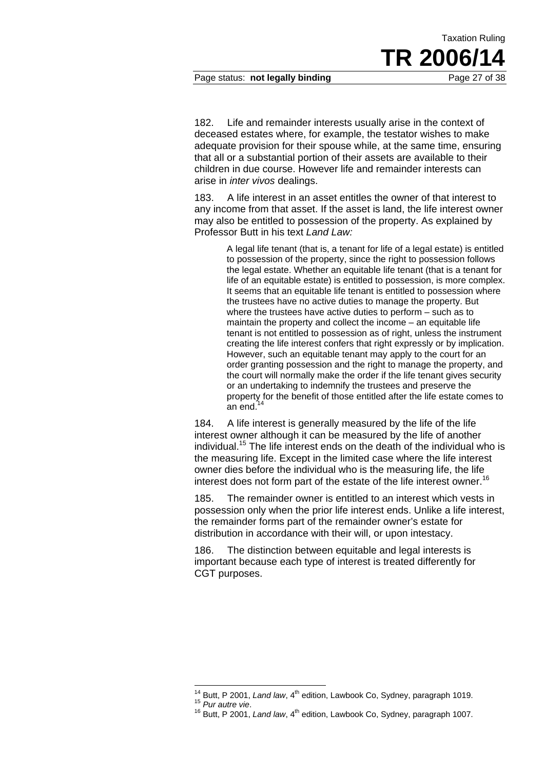182. Life and remainder interests usually arise in the context of deceased estates where, for example, the testator wishes to make adequate provision for their spouse while, at the same time, ensuring that all or a substantial portion of their assets are available to their children in due course. However life and remainder interests can arise in *inter vivos* dealings.

183. A life interest in an asset entitles the owner of that interest to any income from that asset. If the asset is land, the life interest owner may also be entitled to possession of the property. As explained by Professor Butt in his text *Land Law:*

> A legal life tenant (that is, a tenant for life of a legal estate) is entitled to possession of the property, since the right to possession follows the legal estate. Whether an equitable life tenant (that is a tenant for life of an equitable estate) is entitled to possession, is more complex. It seems that an equitable life tenant is entitled to possession where the trustees have no active duties to manage the property. But where the trustees have active duties to perform – such as to maintain the property and collect the income – an equitable life tenant is not entitled to possession as of right, unless the instrument creating the life interest confers that right expressly or by implication. However, such an equitable tenant may apply to the court for an order granting possession and the right to manage the property, and the court will normally make the order if the life tenant gives security or an undertaking to indemnify the trustees and preserve the property for the benefit of those entitled after the life estate comes to an end.[14]

184. A life interest is generally measured by the life of the life interest owner although it can be measured by the life of another individual.[15] The life interest ends on the death of the individual who is the measuring life. Except in the limited case where the life interest owner dies before the individual who is the measuring life, the life interest does not form part of the estate of the life interest owner.[16]

185. The remainder owner is entitled to an interest which vests in possession only when the prior life interest ends. Unlike a life interest, the remainder forms part of the remainder owner's estate for distribution in accordance with their will, or upon intestacy.

186. The distinction between equitable and legal interests is important because each type of interest is treated differently for CGT purposes.

---

[14] Butt, P 2001, *Land law*, 4th edition, Lawbook Co, Sydney, paragraph 1019.

[15] *Pur autre vie*.

[16] Butt, P 2001, *Land law*, 4th edition, Lawbook Co, Sydney, paragraph 1007.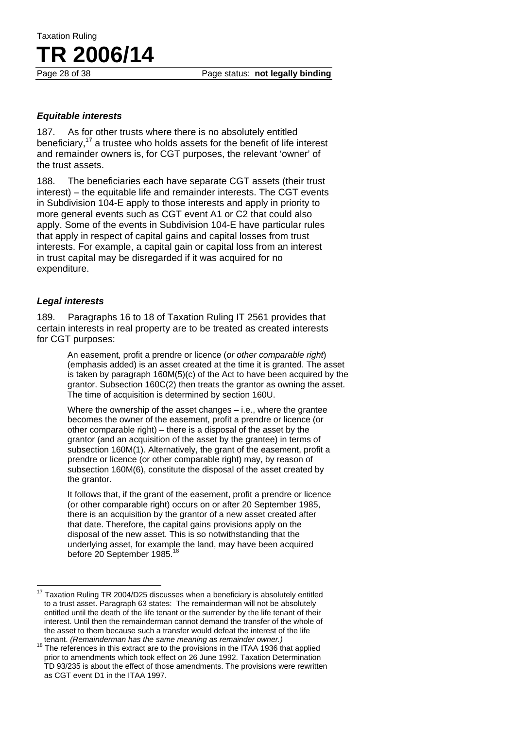### *Equitable interests*

187. As for other trusts where there is no absolutely entitled beneficiary,[17] a trustee who holds assets for the benefit of life interest and remainder owners is, for CGT purposes, the relevant 'owner' of the trust assets.

188. The beneficiaries each have separate CGT assets (their trust interest) – the equitable life and remainder interests. The CGT events in Subdivision 104-E apply to those interests and apply in priority to more general events such as CGT event A1 or C2 that could also apply. Some of the events in Subdivision 104-E have particular rules that apply in respect of capital gains and capital losses from trust interests. For example, a capital gain or capital loss from an interest in trust capital may be disregarded if it was acquired for no expenditure.

### *Legal interests*

189. Paragraphs 16 to 18 of Taxation Ruling IT 2561 provides that certain interests in real property are to be treated as created interests for CGT purposes:

> An easement, profit a prendre or licence (*or other comparable right*) (emphasis added) is an asset created at the time it is granted. The asset is taken by paragraph 160M(5)(c) of the Act to have been acquired by the grantor. Subsection 160C(2) then treats the grantor as owning the asset. The time of acquisition is determined by section 160U.
>
> Where the ownership of the asset changes – i.e., where the grantee becomes the owner of the easement, profit a prendre or licence (or other comparable right) – there is a disposal of the asset by the grantor (and an acquisition of the asset by the grantee) in terms of subsection 160M(1). Alternatively, the grant of the easement, profit a prendre or licence (or other comparable right) may, by reason of subsection 160M(6), constitute the disposal of the asset created by the grantor.
>
> It follows that, if the grant of the easement, profit a prendre or licence (or other comparable right) occurs on or after 20 September 1985, there is an acquisition by the grantor of a new asset created after that date. Therefore, the capital gains provisions apply on the disposal of the new asset. This is so notwithstanding that the underlying asset, for example the land, may have been acquired before 20 September 1985.[18]

---

[17] Taxation Ruling TR 2004/D25 discusses when a beneficiary is absolutely entitled to a trust asset. Paragraph 63 states: The remainderman will not be absolutely entitled until the death of the life tenant or the surrender by the life tenant of their interest. Until then the remainderman cannot demand the transfer of the whole of the asset to them because such a transfer would defeat the interest of the life tenant. *(Remainderman has the same meaning as remainder owner.)*

[18] The references in this extract are to the provisions in the ITAA 1936 that applied prior to amendments which took effect on 26 June 1992. Taxation Determination TD 93/235 is about the effect of those amendments. The provisions were rewritten as CGT event D1 in the ITAA 1997.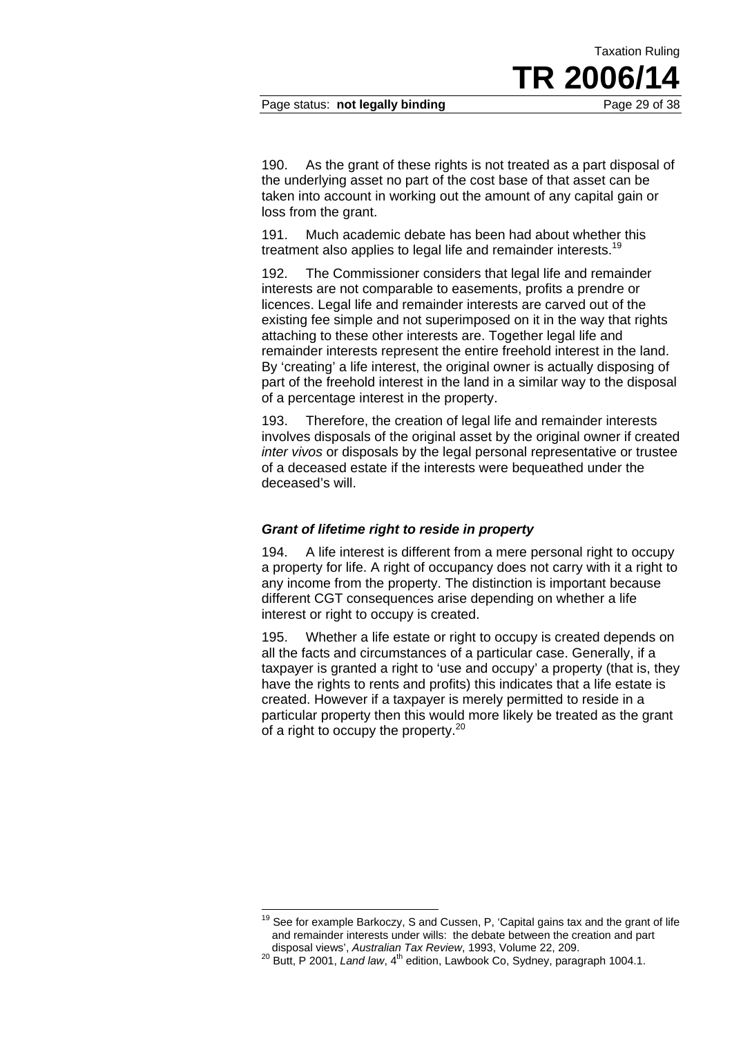190. As the grant of these rights is not treated as a part disposal of the underlying asset no part of the cost base of that asset can be taken into account in working out the amount of any capital gain or loss from the grant.

191. Much academic debate has been had about whether this treatment also applies to legal life and remainder interests.[19]

192. The Commissioner considers that legal life and remainder interests are not comparable to easements, profits a prendre or licences. Legal life and remainder interests are carved out of the existing fee simple and not superimposed on it in the way that rights attaching to these other interests are. Together legal life and remainder interests represent the entire freehold interest in the land. By 'creating' a life interest, the original owner is actually disposing of part of the freehold interest in the land in a similar way to the disposal of a percentage interest in the property.

193. Therefore, the creation of legal life and remainder interests involves disposals of the original asset by the original owner if created *inter vivos* or disposals by the legal personal representative or trustee of a deceased estate if the interests were bequeathed under the deceased's will.

### *Grant of lifetime right to reside in property*

194. A life interest is different from a mere personal right to occupy a property for life. A right of occupancy does not carry with it a right to any income from the property. The distinction is important because different CGT consequences arise depending on whether a life interest or right to occupy is created.

195. Whether a life estate or right to occupy is created depends on all the facts and circumstances of a particular case. Generally, if a taxpayer is granted a right to 'use and occupy' a property (that is, they have the rights to rents and profits) this indicates that a life estate is created. However if a taxpayer is merely permitted to reside in a particular property then this would more likely be treated as the grant of a right to occupy the property.[20]

---

[19] See for example Barkoczy, S and Cussen, P, 'Capital gains tax and the grant of life and remainder interests under wills: the debate between the creation and part disposal views', *Australian Tax Review*, 1993, Volume 22, 209.

[20] Butt, P 2001, *Land law*, 4th edition, Lawbook Co, Sydney, paragraph 1004.1.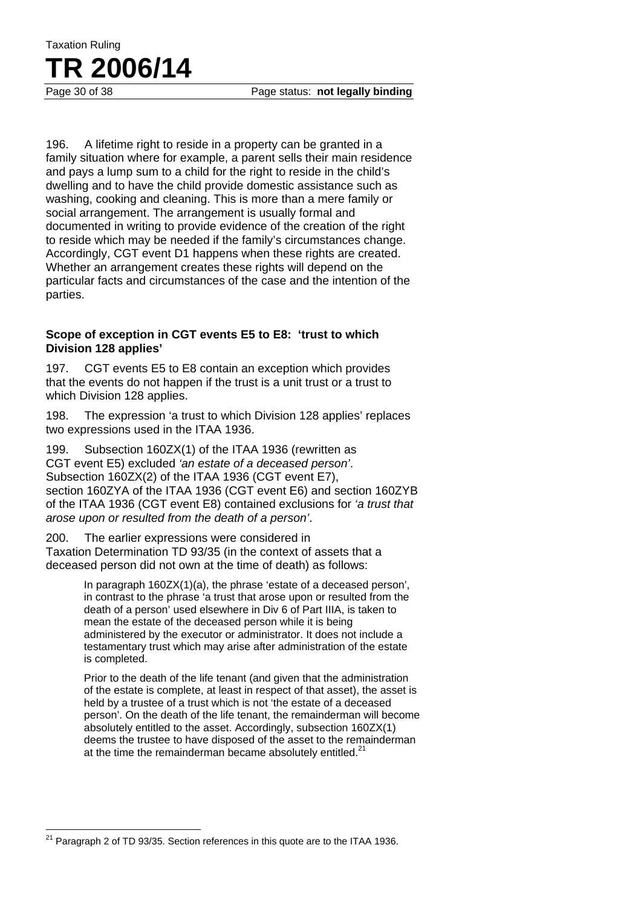196. A lifetime right to reside in a property can be granted in a family situation where for example, a parent sells their main residence and pays a lump sum to a child for the right to reside in the child's dwelling and to have the child provide domestic assistance such as washing, cooking and cleaning. This is more than a mere family or social arrangement. The arrangement is usually formal and documented in writing to provide evidence of the creation of the right to reside which may be needed if the family's circumstances change. Accordingly, CGT event D1 happens when these rights are created. Whether an arrangement creates these rights will depend on the particular facts and circumstances of the case and the intention of the parties.

### Scope of exception in CGT events E5 to E8: 'trust to which Division 128 applies'

197. CGT events E5 to E8 contain an exception which provides that the events do not happen if the trust is a unit trust or a trust to which Division 128 applies.

198. The expression 'a trust to which Division 128 applies' replaces two expressions used in the ITAA 1936.

199. Subsection 160ZX(1) of the ITAA 1936 (rewritten as CGT event E5) excluded *'an estate of a deceased person'*. Subsection 160ZX(2) of the ITAA 1936 (CGT event E7), section 160ZYA of the ITAA 1936 (CGT event E6) and section 160ZYB of the ITAA 1936 (CGT event E8) contained exclusions for *'a trust that arose upon or resulted from the death of a person'*.

200. The earlier expressions were considered in Taxation Determination TD 93/35 (in the context of assets that a deceased person did not own at the time of death) as follows:

> In paragraph 160ZX(1)(a), the phrase 'estate of a deceased person', in contrast to the phrase 'a trust that arose upon or resulted from the death of a person' used elsewhere in Div 6 of Part IIIA, is taken to mean the estate of the deceased person while it is being administered by the executor or administrator. It does not include a testamentary trust which may arise after administration of the estate is completed.
>
> Prior to the death of the life tenant (and given that the administration of the estate is complete, at least in respect of that asset), the asset is held by a trustee of a trust which is not 'the estate of a deceased person'. On the death of the life tenant, the remainderman will become absolutely entitled to the asset. Accordingly, subsection 160ZX(1) deems the trustee to have disposed of the asset to the remainderman at the time the remainderman became absolutely entitled.[21]

---

[21] Paragraph 2 of TD 93/35. Section references in this quote are to the ITAA 1936.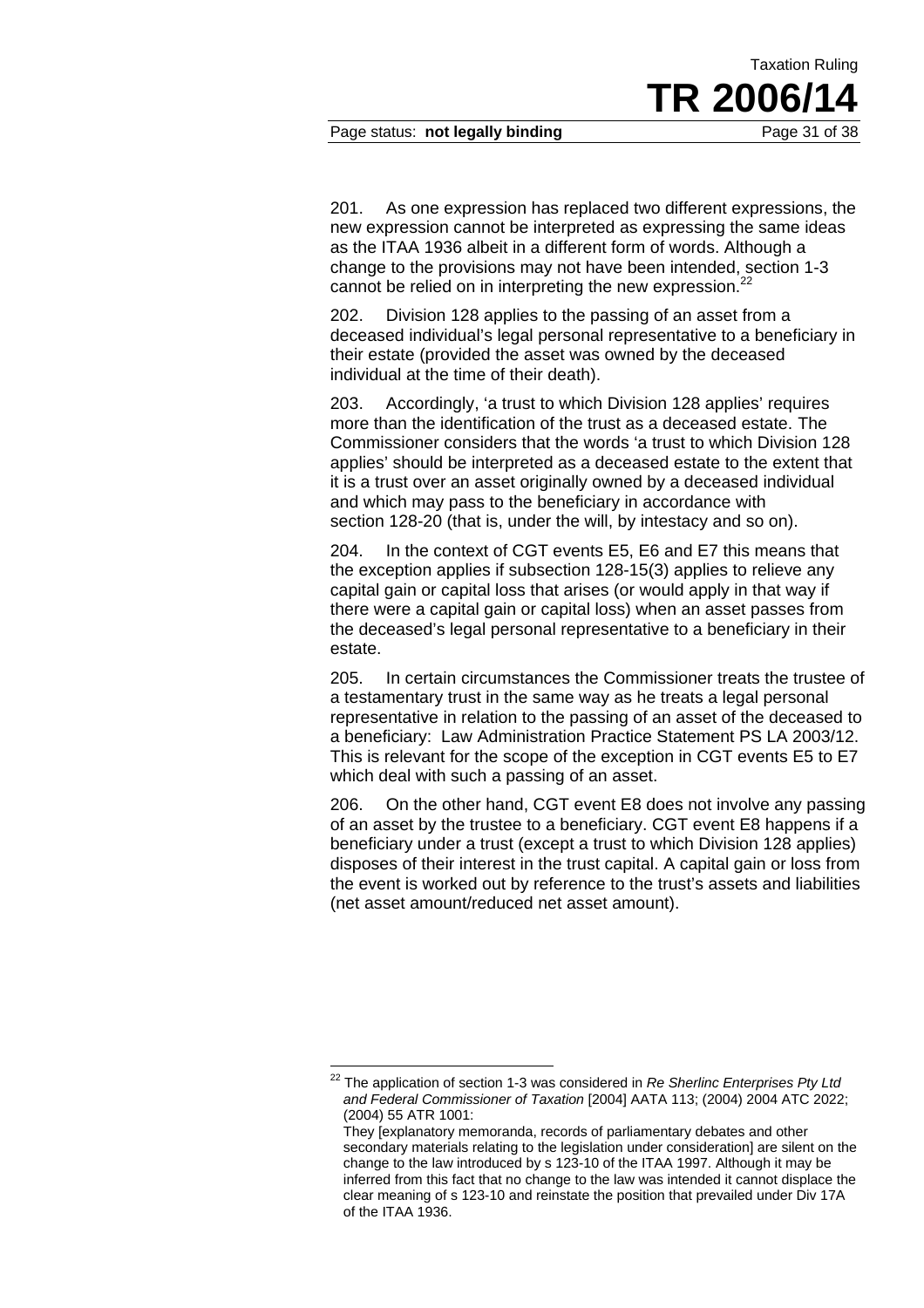201. As one expression has replaced two different expressions, the new expression cannot be interpreted as expressing the same ideas as the ITAA 1936 albeit in a different form of words. Although a change to the provisions may not have been intended, section 1-3 cannot be relied on in interpreting the new expression.[22]

202. Division 128 applies to the passing of an asset from a deceased individual's legal personal representative to a beneficiary in their estate (provided the asset was owned by the deceased individual at the time of their death).

203. Accordingly, 'a trust to which Division 128 applies' requires more than the identification of the trust as a deceased estate. The Commissioner considers that the words 'a trust to which Division 128 applies' should be interpreted as a deceased estate to the extent that it is a trust over an asset originally owned by a deceased individual and which may pass to the beneficiary in accordance with section 128-20 (that is, under the will, by intestacy and so on).

204. In the context of CGT events E5, E6 and E7 this means that the exception applies if subsection 128-15(3) applies to relieve any capital gain or capital loss that arises (or would apply in that way if there were a capital gain or capital loss) when an asset passes from the deceased's legal personal representative to a beneficiary in their estate.

205. In certain circumstances the Commissioner treats the trustee of a testamentary trust in the same way as he treats a legal personal representative in relation to the passing of an asset of the deceased to a beneficiary: Law Administration Practice Statement PS LA 2003/12. This is relevant for the scope of the exception in CGT events E5 to E7 which deal with such a passing of an asset.

206. On the other hand, CGT event E8 does not involve any passing of an asset by the trustee to a beneficiary. CGT event E8 happens if a beneficiary under a trust (except a trust to which Division 128 applies) disposes of their interest in the trust capital. A capital gain or loss from the event is worked out by reference to the trust's assets and liabilities (net asset amount/reduced net asset amount).

---

[22] The application of section 1-3 was considered in *Re Sherlinc Enterprises Pty Ltd and Federal Commissioner of Taxation* [2004] AATA 113; (2004) 2004 ATC 2022; (2004) 55 ATR 1001:

They [explanatory memoranda, records of parliamentary debates and other secondary materials relating to the legislation under consideration] are silent on the change to the law introduced by s 123-10 of the ITAA 1997. Although it may be inferred from this fact that no change to the law was intended it cannot displace the clear meaning of s 123-10 and reinstate the position that prevailed under Div 17A of the ITAA 1936.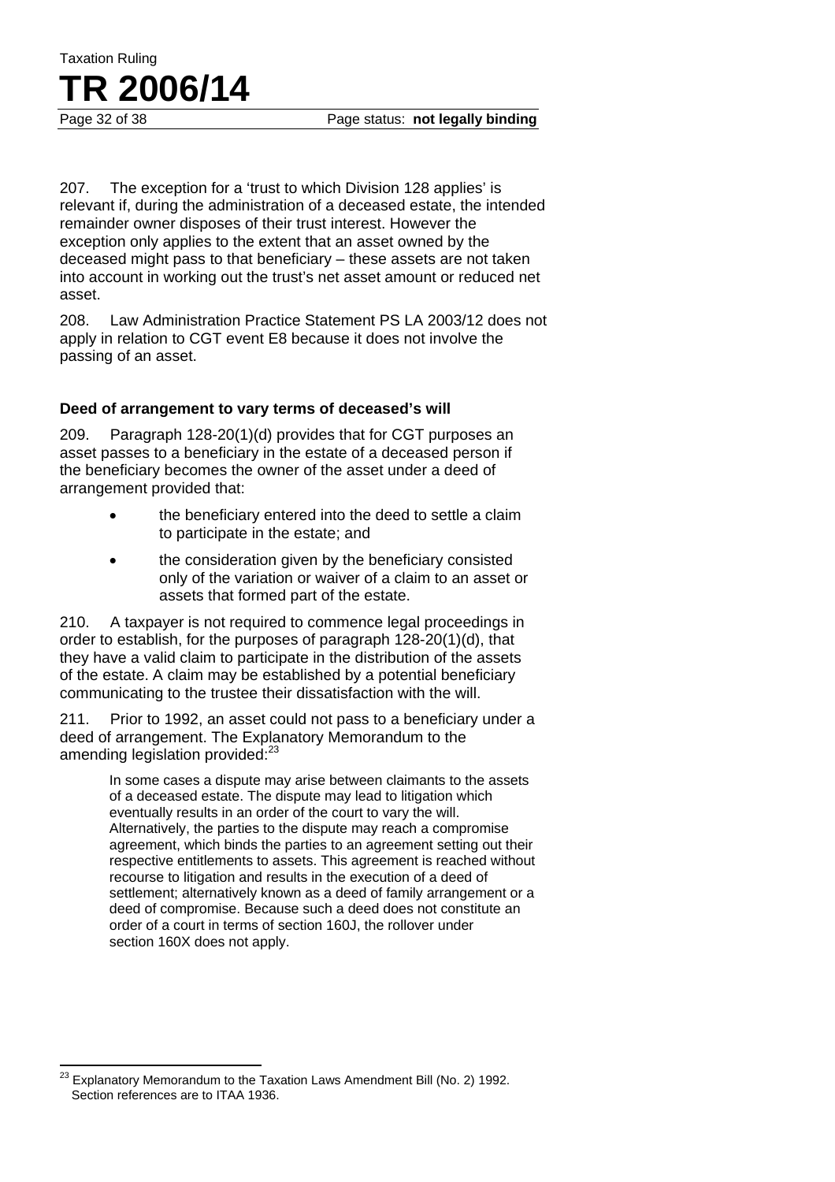207. The exception for a 'trust to which Division 128 applies' is relevant if, during the administration of a deceased estate, the intended remainder owner disposes of their trust interest. However the exception only applies to the extent that an asset owned by the deceased might pass to that beneficiary – these assets are not taken into account in working out the trust's net asset amount or reduced net asset.

208. Law Administration Practice Statement PS LA 2003/12 does not apply in relation to CGT event E8 because it does not involve the passing of an asset.

### Deed of arrangement to vary terms of deceased's will

209. Paragraph 128-20(1)(d) provides that for CGT purposes an asset passes to a beneficiary in the estate of a deceased person if the beneficiary becomes the owner of the asset under a deed of arrangement provided that:

- the beneficiary entered into the deed to settle a claim to participate in the estate; and
- the consideration given by the beneficiary consisted only of the variation or waiver of a claim to an asset or assets that formed part of the estate.

210. A taxpayer is not required to commence legal proceedings in order to establish, for the purposes of paragraph 128-20(1)(d), that they have a valid claim to participate in the distribution of the assets of the estate. A claim may be established by a potential beneficiary communicating to the trustee their dissatisfaction with the will.

211. Prior to 1992, an asset could not pass to a beneficiary under a deed of arrangement. The Explanatory Memorandum to the amending legislation provided:[23]

> In some cases a dispute may arise between claimants to the assets of a deceased estate. The dispute may lead to litigation which eventually results in an order of the court to vary the will. Alternatively, the parties to the dispute may reach a compromise agreement, which binds the parties to an agreement setting out their respective entitlements to assets. This agreement is reached without recourse to litigation and results in the execution of a deed of settlement; alternatively known as a deed of family arrangement or a deed of compromise. Because such a deed does not constitute an order of a court in terms of section 160J, the rollover under section 160X does not apply.

---

[23] Explanatory Memorandum to the Taxation Laws Amendment Bill (No. 2) 1992. Section references are to ITAA 1936.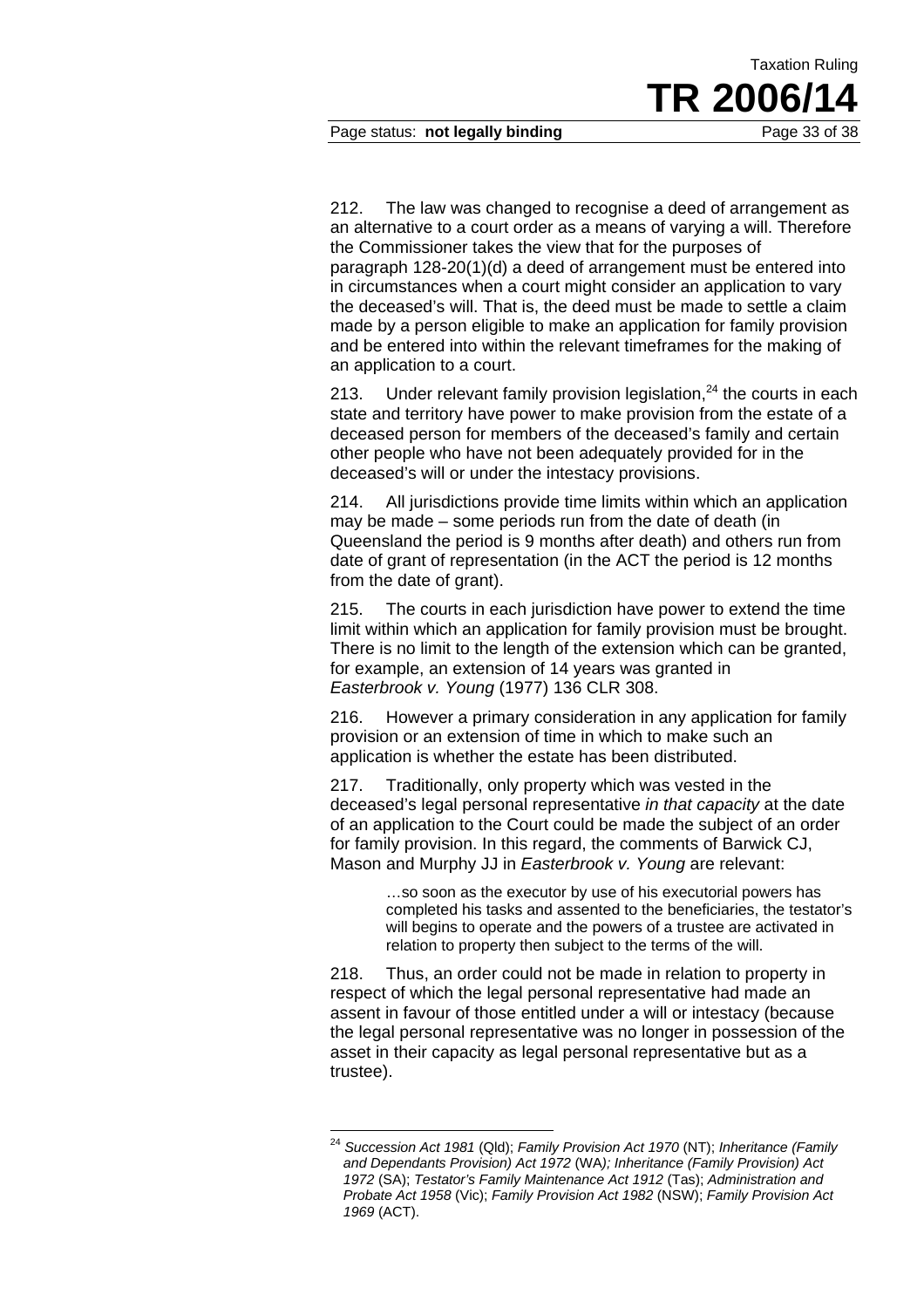212. The law was changed to recognise a deed of arrangement as an alternative to a court order as a means of varying a will. Therefore the Commissioner takes the view that for the purposes of paragraph 128-20(1)(d) a deed of arrangement must be entered into in circumstances when a court might consider an application to vary the deceased's will. That is, the deed must be made to settle a claim made by a person eligible to make an application for family provision and be entered into within the relevant timeframes for the making of an application to a court.

213. Under relevant family provision legislation,[24] the courts in each state and territory have power to make provision from the estate of a deceased person for members of the deceased's family and certain other people who have not been adequately provided for in the deceased's will or under the intestacy provisions.

214. All jurisdictions provide time limits within which an application may be made – some periods run from the date of death (in Queensland the period is 9 months after death) and others run from date of grant of representation (in the ACT the period is 12 months from the date of grant).

215. The courts in each jurisdiction have power to extend the time limit within which an application for family provision must be brought. There is no limit to the length of the extension which can be granted, for example, an extension of 14 years was granted in *Easterbrook v. Young* (1977) 136 CLR 308.

216. However a primary consideration in any application for family provision or an extension of time in which to make such an application is whether the estate has been distributed.

217. Traditionally, only property which was vested in the deceased's legal personal representative *in that capacity* at the date of an application to the Court could be made the subject of an order for family provision. In this regard, the comments of Barwick CJ, Mason and Murphy JJ in *Easterbrook v. Young* are relevant:

> …so soon as the executor by use of his executorial powers has completed his tasks and assented to the beneficiaries, the testator's will begins to operate and the powers of a trustee are activated in relation to property then subject to the terms of the will.

218. Thus, an order could not be made in relation to property in respect of which the legal personal representative had made an assent in favour of those entitled under a will or intestacy (because the legal personal representative was no longer in possession of the asset in their capacity as legal personal representative but as a trustee).

---

[24] *Succession Act 1981* (Qld); *Family Provision Act 1970* (NT); *Inheritance (Family and Dependants Provision) Act 1972* (WA); *Inheritance (Family Provision) Act 1972* (SA); *Testator's Family Maintenance Act 1912* (Tas); *Administration and Probate Act 1958* (Vic); *Family Provision Act 1982* (NSW); *Family Provision Act 1969* (ACT).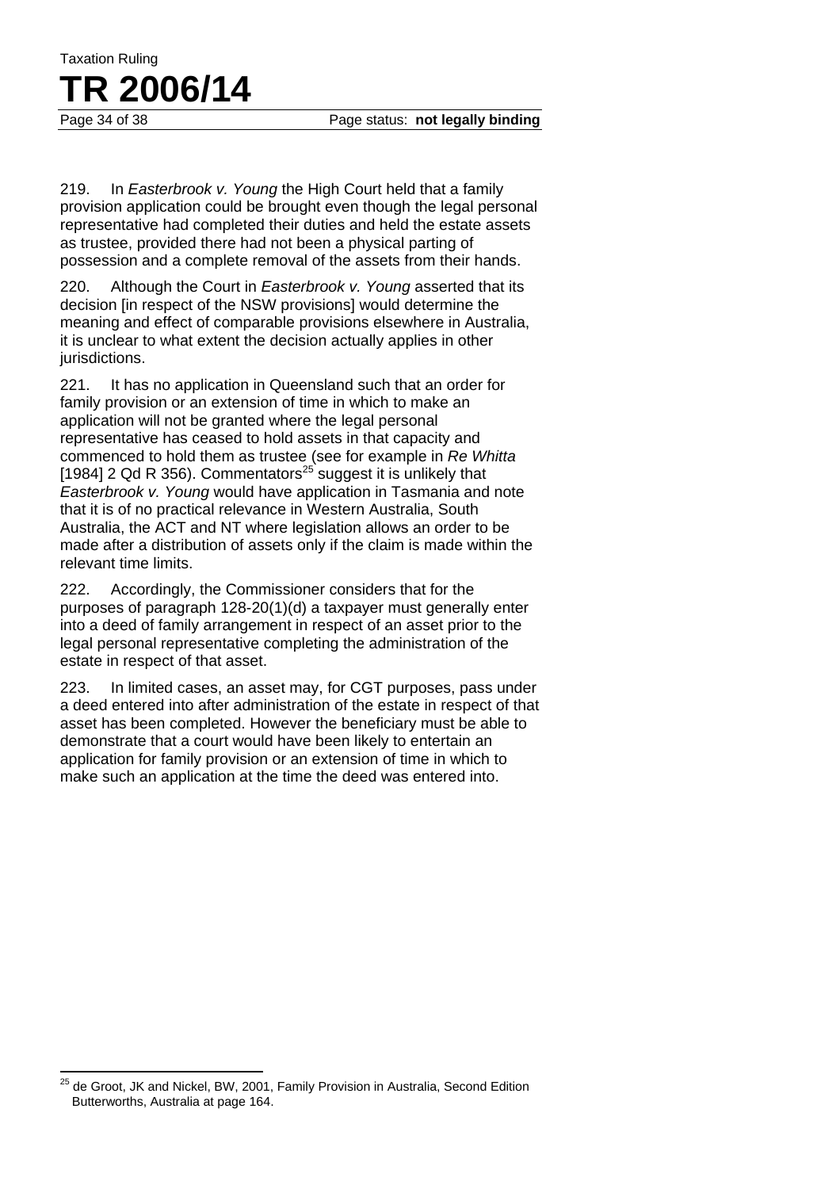219. In *Easterbrook v. Young* the High Court held that a family provision application could be brought even though the legal personal representative had completed their duties and held the estate assets as trustee, provided there had not been a physical parting of possession and a complete removal of the assets from their hands.

220. Although the Court in *Easterbrook v. Young* asserted that its decision [in respect of the NSW provisions] would determine the meaning and effect of comparable provisions elsewhere in Australia, it is unclear to what extent the decision actually applies in other jurisdictions.

221. It has no application in Queensland such that an order for family provision or an extension of time in which to make an application will not be granted where the legal personal representative has ceased to hold assets in that capacity and commenced to hold them as trustee (see for example in *Re Whitta* [1984] 2 Qd R 356). Commentators[25] suggest it is unlikely that *Easterbrook v. Young* would have application in Tasmania and note that it is of no practical relevance in Western Australia, South Australia, the ACT and NT where legislation allows an order to be made after a distribution of assets only if the claim is made within the relevant time limits.

222. Accordingly, the Commissioner considers that for the purposes of paragraph 128-20(1)(d) a taxpayer must generally enter into a deed of family arrangement in respect of an asset prior to the legal personal representative completing the administration of the estate in respect of that asset.

223. In limited cases, an asset may, for CGT purposes, pass under a deed entered into after administration of the estate in respect of that asset has been completed. However the beneficiary must be able to demonstrate that a court would have been likely to entertain an application for family provision or an extension of time in which to make such an application at the time the deed was entered into.

[25] de Groot, JK and Nickel, BW, 2001, Family Provision in Australia, Second Edition Butterworths, Australia at page 164.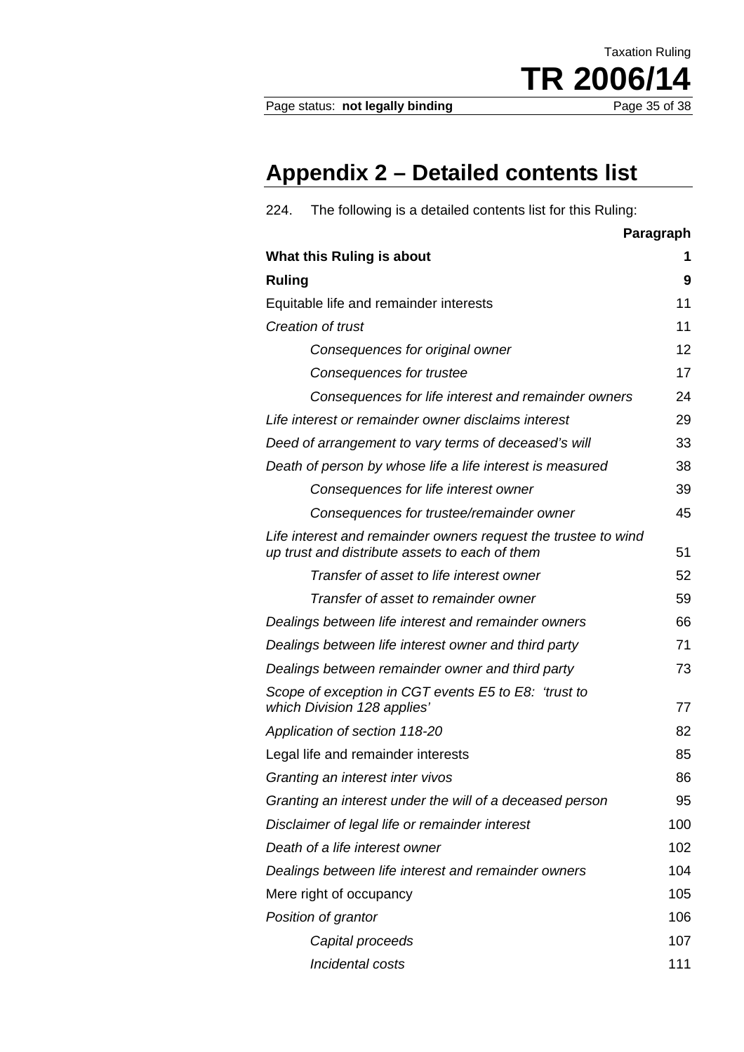# Appendix 2 – Detailed contents list

224. The following is a detailed contents list for this Ruling:

| | Paragraph |
|---|---|
| **What this Ruling is about** | **1** |
| **Ruling** | **9** |
| Equitable life and remainder interests | 11 |
| *Creation of trust* | 11 |
| *Consequences for original owner* | 12 |
| *Consequences for trustee* | 17 |
| *Consequences for life interest and remainder owners* | 24 |
| *Life interest or remainder owner disclaims interest* | 29 |
| *Deed of arrangement to vary terms of deceased's will* | 33 |
| *Death of person by whose life a life interest is measured* | 38 |
| *Consequences for life interest owner* | 39 |
| *Consequences for trustee/remainder owner* | 45 |
| *Life interest and remainder owners request the trustee to wind up trust and distribute assets to each of them* | 51 |
| *Transfer of asset to life interest owner* | 52 |
| *Transfer of asset to remainder owner* | 59 |
| *Dealings between life interest and remainder owners* | 66 |
| *Dealings between life interest owner and third party* | 71 |
| *Dealings between remainder owner and third party* | 73 |
| *Scope of exception in CGT events E5 to E8: 'trust to which Division 128 applies'* | 77 |
| *Application of section 118-20* | 82 |
| Legal life and remainder interests | 85 |
| *Granting an interest inter vivos* | 86 |
| *Granting an interest under the will of a deceased person* | 95 |
| *Disclaimer of legal life or remainder interest* | 100 |
| *Death of a life interest owner* | 102 |
| *Dealings between life interest and remainder owners* | 104 |
| Mere right of occupancy | 105 |
| *Position of grantor* | 106 |
| *Capital proceeds* | 107 |
| *Incidental costs* | 111 |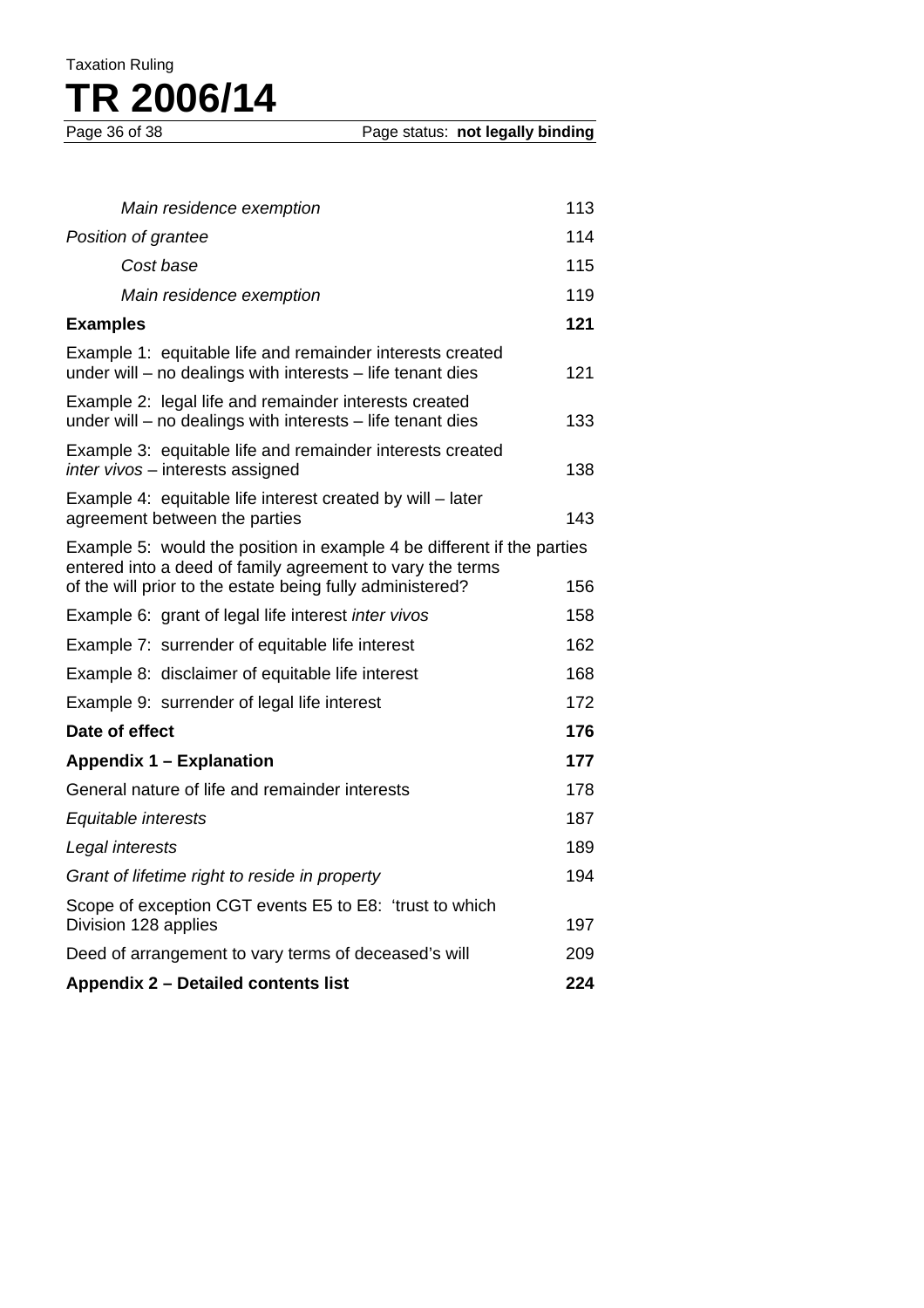| | |
|---|---|
| *Main residence exemption* | 113 |
| *Position of grantee* | 114 |
| *Cost base* | 115 |
| *Main residence exemption* | 119 |
| **Examples** | **121** |
| Example 1: equitable life and remainder interests created under will – no dealings with interests – life tenant dies | 121 |
| Example 2: legal life and remainder interests created under will – no dealings with interests – life tenant dies | 133 |
| Example 3: equitable life and remainder interests created *inter vivos* – interests assigned | 138 |
| Example 4: equitable life interest created by will – later agreement between the parties | 143 |
| Example 5: would the position in example 4 be different if the parties entered into a deed of family agreement to vary the terms of the will prior to the estate being fully administered? | 156 |
| Example 6: grant of legal life interest *inter vivos* | 158 |
| Example 7: surrender of equitable life interest | 162 |
| Example 8: disclaimer of equitable life interest | 168 |
| Example 9: surrender of legal life interest | 172 |
| **Date of effect** | **176** |
| **Appendix 1 – Explanation** | **177** |
| General nature of life and remainder interests | 178 |
| *Equitable interests* | 187 |
| *Legal interests* | 189 |
| *Grant of lifetime right to reside in property* | 194 |
| Scope of exception CGT events E5 to E8: 'trust to which Division 128 applies | 197 |
| Deed of arrangement to vary terms of deceased's will | 209 |
| **Appendix 2 – Detailed contents list** | **224** |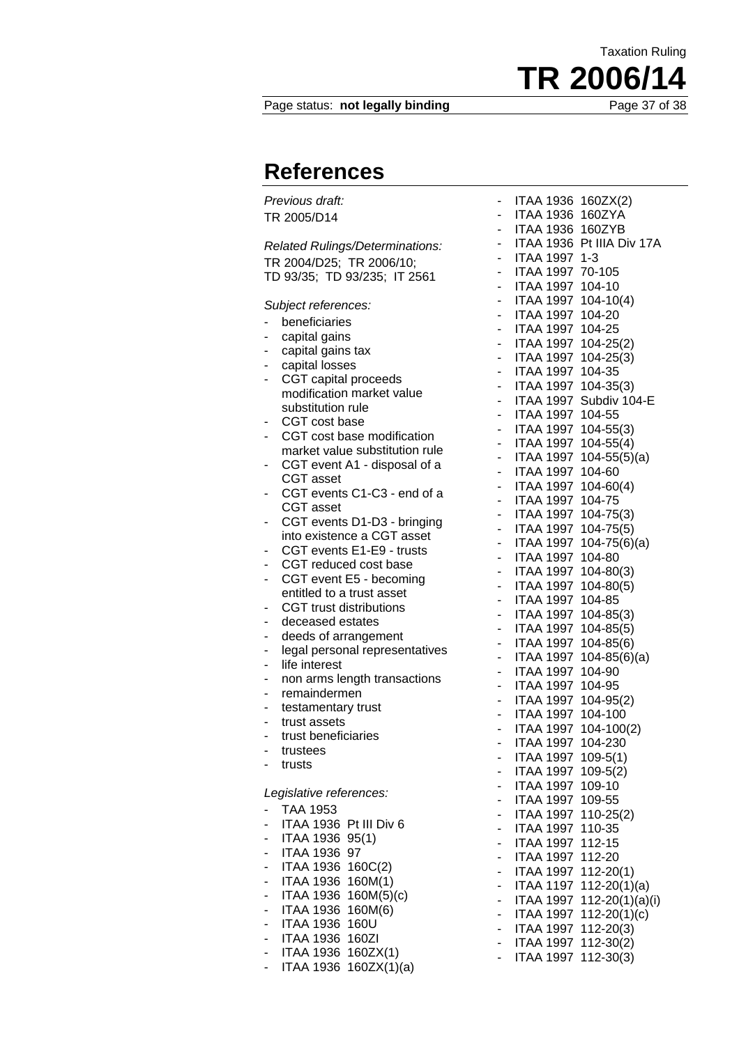## References

*Previous draft:*

TR 2005/D14

*Related Rulings/Determinations:*

TR 2004/D25; TR 2006/10; TD 93/35; TD 93/235; IT 2561

*Subject references:*

- beneficiaries
- capital gains
- capital gains tax
- capital losses
- CGT capital proceeds modification market value substitution rule
- CGT cost base
- CGT cost base modification market value substitution rule
- CGT event A1 - disposal of a CGT asset
- CGT events C1-C3 - end of a CGT asset
- CGT events D1-D3 - bringing into existence a CGT asset
- CGT events E1-E9 - trusts
- CGT reduced cost base
- CGT event E5 - becoming entitled to a trust asset
- CGT trust distributions
- deceased estates
- deeds of arrangement
- legal personal representatives
- life interest
- non arms length transactions
- remaindermen
- testamentary trust
- trust assets
- trust beneficiaries
- trustees
- trusts

*Legislative references:*

- TAA 1953
- ITAA 1936 Pt III Div 6
- ITAA 1936 95(1)
- ITAA 1936 97
- ITAA 1936 160C(2)
- ITAA 1936 160M(1)
- ITAA 1936 160M(5)(c)
- ITAA 1936 160M(6)
- ITAA 1936 160U
- ITAA 1936 160ZI
- ITAA 1936 160ZX(1)
- ITAA 1936 160ZX(1)(a)
- ITAA 1936 160ZX(2)
- ITAA 1936 160ZYA
- ITAA 1936 160ZYB
- ITAA 1936 Pt IIIA Div 17A
- ITAA 1997 1-3
- ITAA 1997 70-105
- ITAA 1997 104-10
- ITAA 1997 104-10(4)
- ITAA 1997 104-20
- ITAA 1997 104-25
- ITAA 1997 104-25(2)
- ITAA 1997 104-25(3)
- ITAA 1997 104-35
- ITAA 1997 104-35(3)
- ITAA 1997 Subdiv 104-E
- ITAA 1997 104-55
- ITAA 1997 104-55(3)
- ITAA 1997 104-55(4)
- ITAA 1997 104-55(5)(a)
- ITAA 1997 104-60
- ITAA 1997 104-60(4)
- ITAA 1997 104-75
- ITAA 1997 104-75(3)
- ITAA 1997 104-75(5)
- ITAA 1997 104-75(6)(a)
- ITAA 1997 104-80
- ITAA 1997 104-80(3)
- ITAA 1997 104-80(5)
- ITAA 1997 104-85
- ITAA 1997 104-85(3)
- ITAA 1997 104-85(5)
- ITAA 1997 104-85(6)
- ITAA 1997 104-85(6)(a)
- ITAA 1997 104-90
- ITAA 1997 104-95
- ITAA 1997 104-95(2)
- ITAA 1997 104-100
- ITAA 1997 104-100(2)
- ITAA 1997 104-230
- ITAA 1997 109-5(1)
- ITAA 1997 109-5(2)
- ITAA 1997 109-10
- ITAA 1997 109-55
- ITAA 1997 110-25(2)
- ITAA 1997 110-35
- ITAA 1997 112-15
- ITAA 1997 112-20
- ITAA 1997 112-20(1)
- ITAA 1197 112-20(1)(a)
- ITAA 1997 112-20(1)(a)(i)
- ITAA 1997 112-20(1)(c)
- ITAA 1997 112-20(3)
- ITAA 1997 112-30(2)
- ITAA 1997 112-30(3)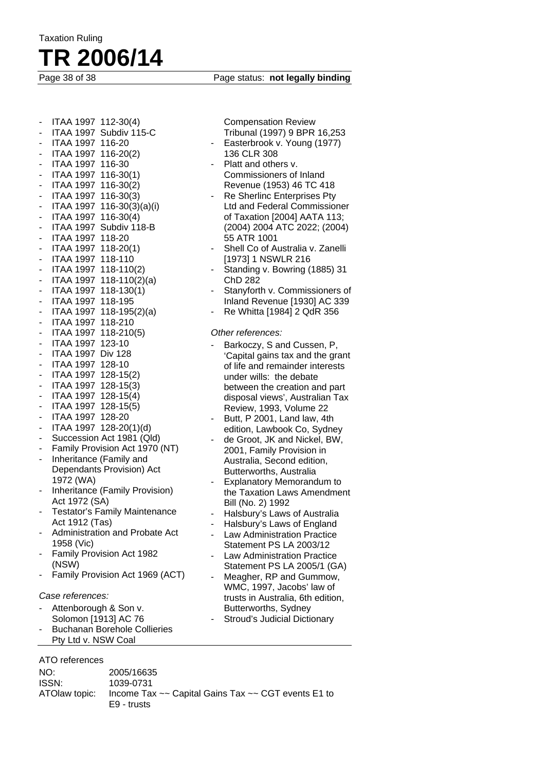- ITAA 1997 112-30(4)
- ITAA 1997 Subdiv 115-C
- ITAA 1997 116-20
- ITAA 1997 116-20(2)
- ITAA 1997 116-30
- ITAA 1997 116-30(1)
- ITAA 1997 116-30(2)
- ITAA 1997 116-30(3)
- ITAA 1997 116-30(3)(a)(i)
- ITAA 1997 116-30(4)
- ITAA 1997 Subdiv 118-B
- ITAA 1997 118-20
- ITAA 1997 118-20(1)
- ITAA 1997 118-110
- ITAA 1997 118-110(2)
- ITAA 1997 118-110(2)(a)
- ITAA 1997 118-130(1)
- ITAA 1997 118-195
- ITAA 1997 118-195(2)(a)
- ITAA 1997 118-210
- ITAA 1997 118-210(5)
- ITAA 1997 123-10
- ITAA 1997 Div 128
- ITAA 1997 128-10
- ITAA 1997 128-15(2)
- ITAA 1997 128-15(3)
- ITAA 1997 128-15(4)
- ITAA 1997 128-15(5)
- ITAA 1997 128-20
- ITAA 1997 128-20(1)(d)
- Succession Act 1981 (Qld)
- Family Provision Act 1970 (NT)
- Inheritance (Family and Dependants Provision) Act 1972 (WA)
- Inheritance (Family Provision) Act 1972 (SA)
- Testator's Family Maintenance Act 1912 (Tas)
- Administration and Probate Act 1958 (Vic)
- Family Provision Act 1982 (NSW)
- Family Provision Act 1969 (ACT)

*Case references:*

- Attenborough & Son v. Solomon [1913] AC 76
- Buchanan Borehole Collieries Pty Ltd v. NSW Coal Compensation Review Tribunal (1997) 9 BPR 16,253
- Easterbrook v. Young (1977) 136 CLR 308
- Platt and others v. Commissioners of Inland Revenue (1953) 46 TC 418
- Re Sherlinc Enterprises Pty Ltd and Federal Commissioner of Taxation [2004] AATA 113; (2004) 2004 ATC 2022; (2004) 55 ATR 1001
- Shell Co of Australia v. Zanelli [1973] 1 NSWLR 216
- Standing v. Bowring (1885) 31 ChD 282
- Stanyforth v. Commissioners of Inland Revenue [1930] AC 339
- Re Whitta [1984] 2 QdR 356

*Other references:*

- Barkoczy, S and Cussen, P, 'Capital gains tax and the grant of life and remainder interests under wills: the debate between the creation and part disposal views', Australian Tax Review, 1993, Volume 22
- Butt, P 2001, Land law, 4th edition, Lawbook Co, Sydney
- de Groot, JK and Nickel, BW, 2001, Family Provision in Australia, Second edition, Butterworths, Australia
- Explanatory Memorandum to the Taxation Laws Amendment Bill (No. 2) 1992
- Halsbury's Laws of Australia
- Halsbury's Laws of England
- Law Administration Practice Statement PS LA 2003/12
- Law Administration Practice Statement PS LA 2005/1 (GA)
- Meagher, RP and Gummow, WMC, 1997, Jacobs' law of trusts in Australia, 6th edition, Butterworths, Sydney
- Stroud's Judicial Dictionary

ATO references

| | |
|---|---|
| NO: | 2005/16635 |
| ISSN: | 1039-0731 |
| ATOlaw topic: | Income Tax ~~ Capital Gains Tax ~~ CGT events E1 to E9 - trusts |